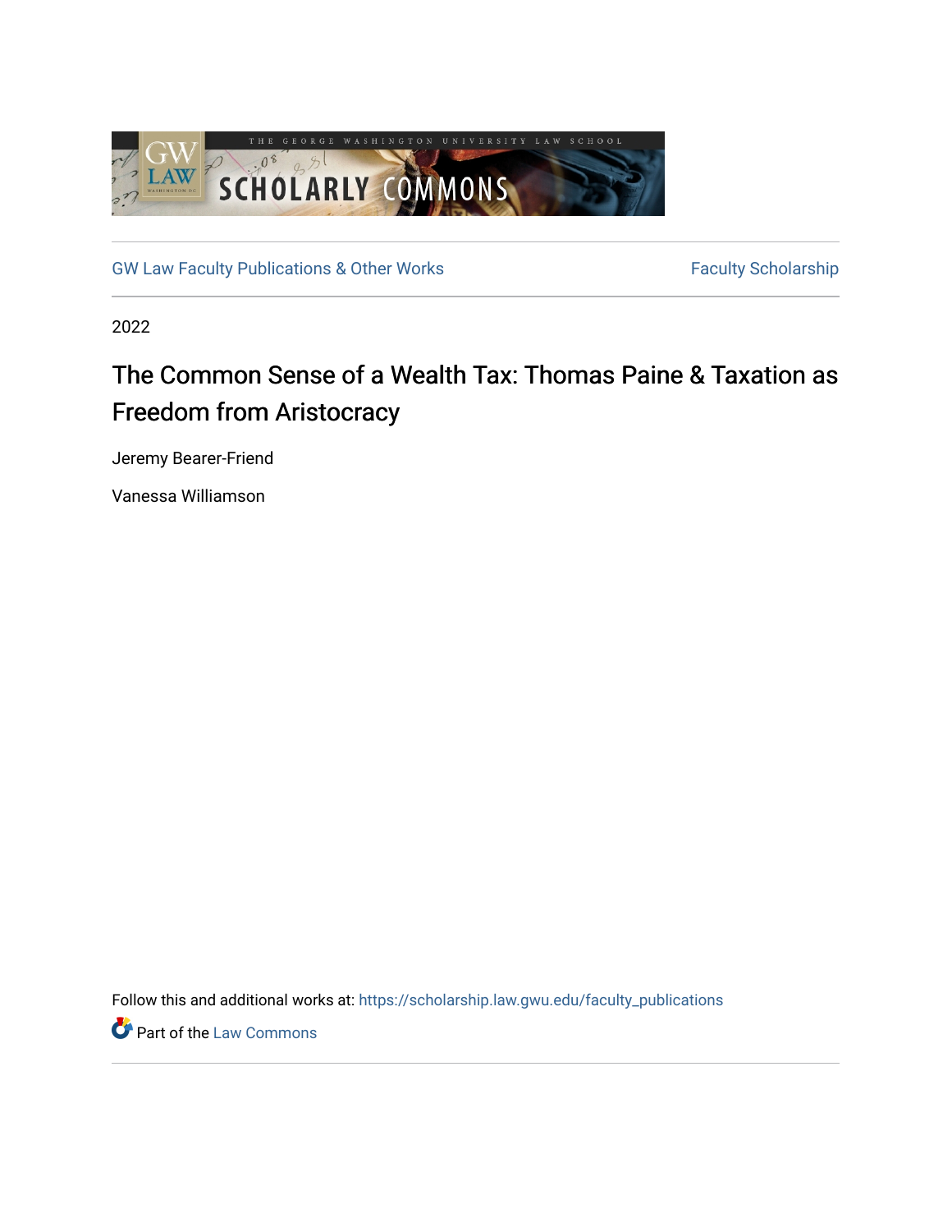GW Law Faculty Publications & Other Works

Faculty Scholarship

2022

# The Common Sense of a Wealth Tax: Thomas Paine & Taxation as Freedom from Aristocracy

Jeremy Bearer-Friend

Vanessa Williamson

Follow this and additional works at: https://scholarship.law.gwu.edu/faculty_publications

Part of the Law Commons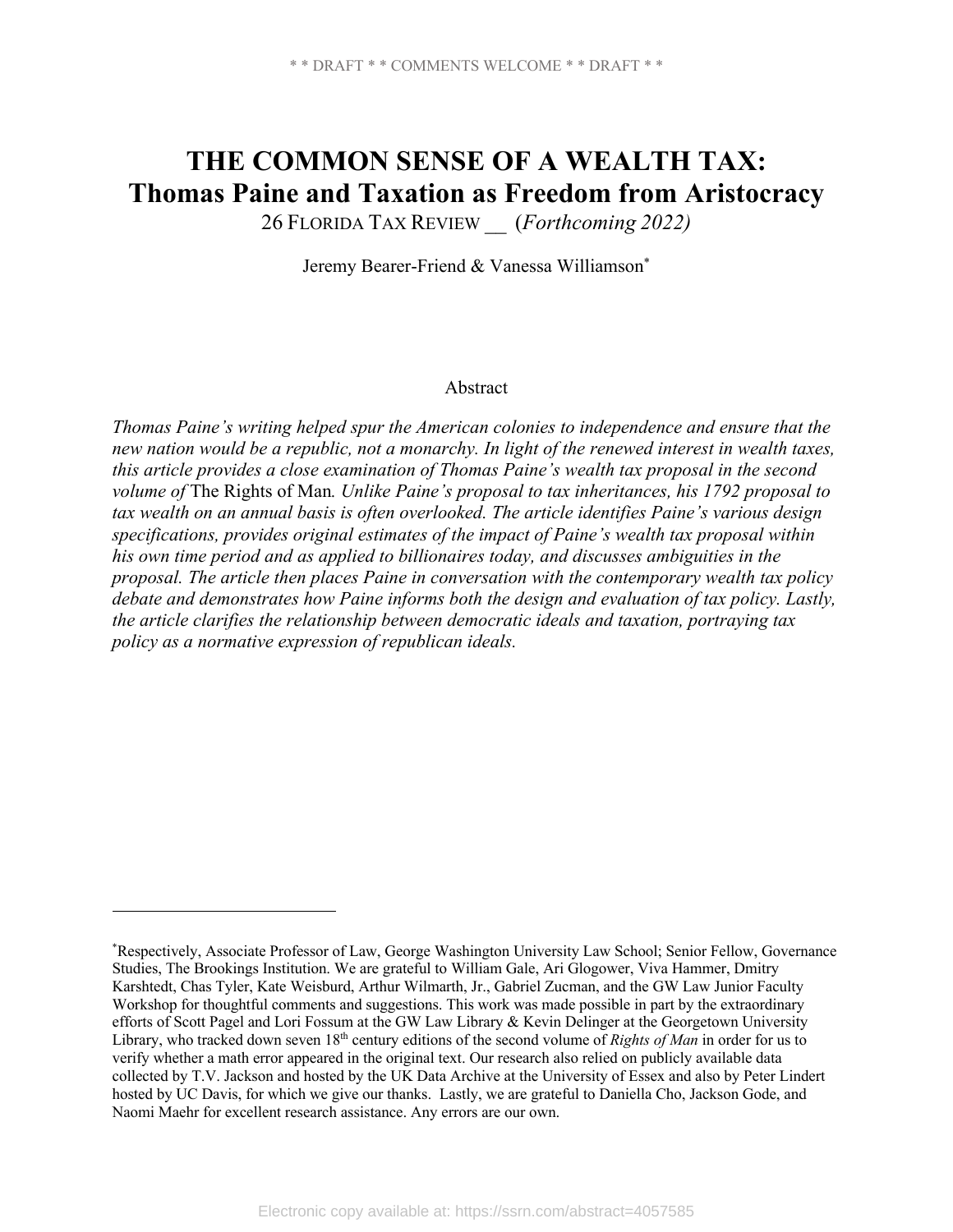* * DRAFT * * COMMENTS WELCOME * * DRAFT * *

# THE COMMON SENSE OF A WEALTH TAX: Thomas Paine and Taxation as Freedom from Aristocracy

26 FLORIDA TAX REVIEW __ (*Forthcoming 2022)*

Jeremy Bearer-Friend & Vanessa Williamson*

## Abstract

*Thomas Paine's writing helped spur the American colonies to independence and ensure that the new nation would be a republic, not a monarchy. In light of the renewed interest in wealth taxes, this article provides a close examination of Thomas Paine's wealth tax proposal in the second volume of* The Rights of Man*. Unlike Paine's proposal to tax inheritances, his 1792 proposal to tax wealth on an annual basis is often overlooked. The article identifies Paine's various design specifications, provides original estimates of the impact of Paine's wealth tax proposal within his own time period and as applied to billionaires today, and discusses ambiguities in the proposal. The article then places Paine in conversation with the contemporary wealth tax policy debate and demonstrates how Paine informs both the design and evaluation of tax policy. Lastly, the article clarifies the relationship between democratic ideals and taxation, portraying tax policy as a normative expression of republican ideals.*

---

*Respectively, Associate Professor of Law, George Washington University Law School; Senior Fellow, Governance Studies, The Brookings Institution. We are grateful to William Gale, Ari Glogower, Viva Hammer, Dmitry Karshtedt, Chas Tyler, Kate Weisburd, Arthur Wilmarth, Jr., Gabriel Zucman, and the GW Law Junior Faculty Workshop for thoughtful comments and suggestions. This work was made possible in part by the extraordinary efforts of Scott Pagel and Lori Fossum at the GW Law Library & Kevin Delinger at the Georgetown University Library, who tracked down seven 18th century editions of the second volume of *Rights of Man* in order for us to verify whether a math error appeared in the original text. Our research also relied on publicly available data collected by T.V. Jackson and hosted by the UK Data Archive at the University of Essex and also by Peter Lindert hosted by UC Davis, for which we give our thanks. Lastly, we are grateful to Daniella Cho, Jackson Gode, and Naomi Maehr for excellent research assistance. Any errors are our own.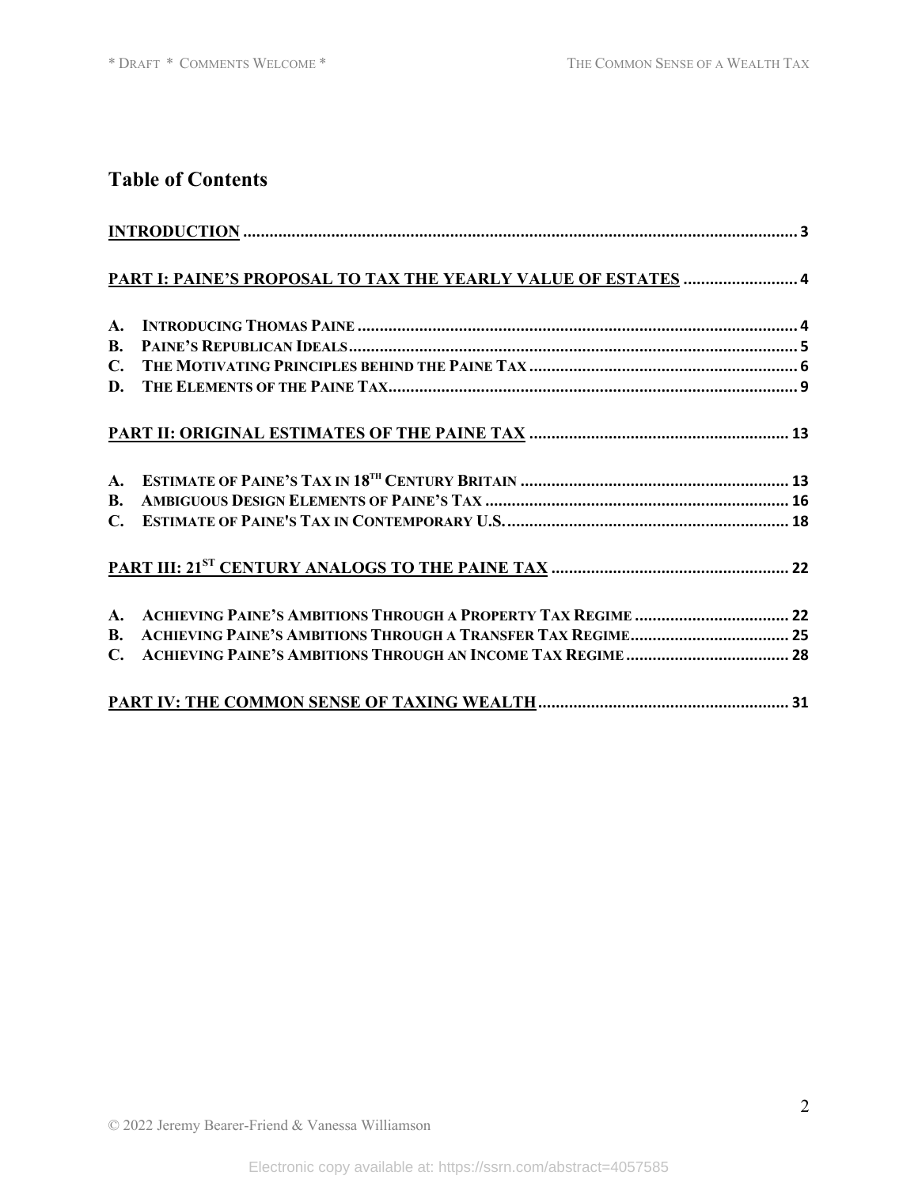## Table of Contents

**INTRODUCTION** .......... 3

**PART I: PAINE'S PROPOSAL TO TAX THE YEARLY VALUE OF ESTATES** .......... 4

- **A. INTRODUCING THOMAS PAINE** .......... 4
- **B. PAINE'S REPUBLICAN IDEALS** .......... 5
- **C. THE MOTIVATING PRINCIPLES BEHIND THE PAINE TAX** .......... 6
- **D. THE ELEMENTS OF THE PAINE TAX** .......... 9

**PART II: ORIGINAL ESTIMATES OF THE PAINE TAX** .......... 13

- **A. ESTIMATE OF PAINE'S TAX IN 18TH CENTURY BRITAIN** .......... 13
- **B. AMBIGUOUS DESIGN ELEMENTS OF PAINE'S TAX** .......... 16
- **C. ESTIMATE OF PAINE'S TAX IN CONTEMPORARY U.S.** .......... 18

**PART III: 21ST CENTURY ANALOGS TO THE PAINE TAX** .......... 22

- **A. ACHIEVING PAINE'S AMBITIONS THROUGH A PROPERTY TAX REGIME** .......... 22
- **B. ACHIEVING PAINE'S AMBITIONS THROUGH A TRANSFER TAX REGIME** .......... 25
- **C. ACHIEVING PAINE'S AMBITIONS THROUGH AN INCOME TAX REGIME** .......... 28

**PART IV: THE COMMON SENSE OF TAXING WEALTH** .......... 31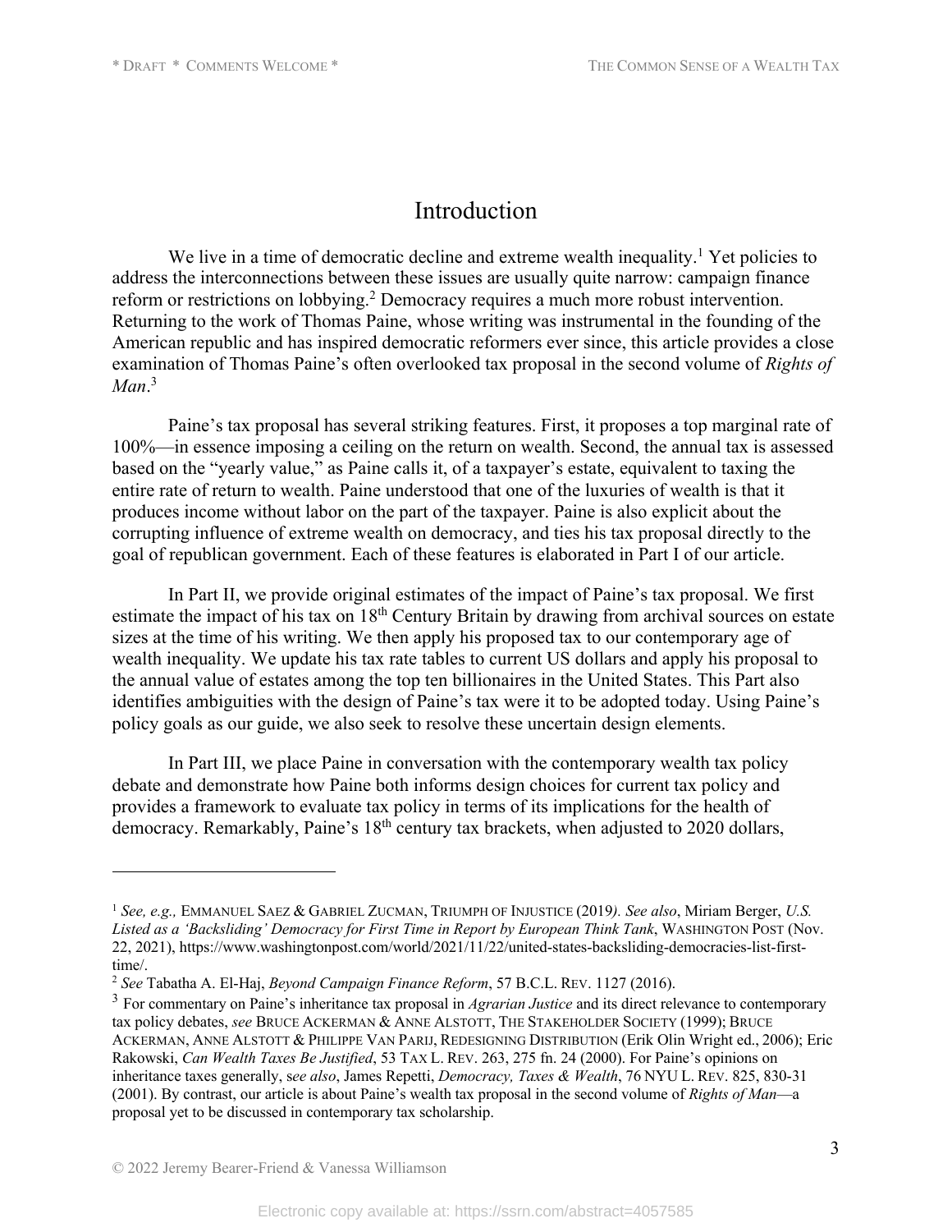# Introduction

We live in a time of democratic decline and extreme wealth inequality.[1] Yet policies to address the interconnections between these issues are usually quite narrow: campaign finance reform or restrictions on lobbying.[2] Democracy requires a much more robust intervention. Returning to the work of Thomas Paine, whose writing was instrumental in the founding of the American republic and has inspired democratic reformers ever since, this article provides a close examination of Thomas Paine's often overlooked tax proposal in the second volume of *Rights of Man*.[3]

Paine's tax proposal has several striking features. First, it proposes a top marginal rate of 100%—in essence imposing a ceiling on the return on wealth. Second, the annual tax is assessed based on the "yearly value," as Paine calls it, of a taxpayer's estate, equivalent to taxing the entire rate of return to wealth. Paine understood that one of the luxuries of wealth is that it produces income without labor on the part of the taxpayer. Paine is also explicit about the corrupting influence of extreme wealth on democracy, and ties his tax proposal directly to the goal of republican government. Each of these features is elaborated in Part I of our article.

In Part II, we provide original estimates of the impact of Paine's tax proposal. We first estimate the impact of his tax on 18th Century Britain by drawing from archival sources on estate sizes at the time of his writing. We then apply his proposed tax to our contemporary age of wealth inequality. We update his tax rate tables to current US dollars and apply his proposal to the annual value of estates among the top ten billionaires in the United States. This Part also identifies ambiguities with the design of Paine's tax were it to be adopted today. Using Paine's policy goals as our guide, we also seek to resolve these uncertain design elements.

In Part III, we place Paine in conversation with the contemporary wealth tax policy debate and demonstrate how Paine both informs design choices for current tax policy and provides a framework to evaluate tax policy in terms of its implications for the health of democracy. Remarkably, Paine's 18th century tax brackets, when adjusted to 2020 dollars,

---

[1] *See, e.g.,* EMMANUEL SAEZ & GABRIEL ZUCMAN, TRIUMPH OF INJUSTICE (2019*). See also*, Miriam Berger, *U.S. Listed as a 'Backsliding' Democracy for First Time in Report by European Think Tank*, WASHINGTON POST (Nov. 22, 2021), https://www.washingtonpost.com/world/2021/11/22/united-states-backsliding-democracies-list-first-time/.

[2] *See* Tabatha A. El-Haj, *Beyond Campaign Finance Reform*, 57 B.C.L. REV. 1127 (2016).

[3] For commentary on Paine's inheritance tax proposal in *Agrarian Justice* and its direct relevance to contemporary tax policy debates, *see* BRUCE ACKERMAN & ANNE ALSTOTT, THE STAKEHOLDER SOCIETY (1999); BRUCE ACKERMAN, ANNE ALSTOTT & PHILIPPE VAN PARIJ, REDESIGNING DISTRIBUTION (Erik Olin Wright ed., 2006); Eric Rakowski, *Can Wealth Taxes Be Justified*, 53 TAX L. REV. 263, 275 fn. 24 (2000). For Paine's opinions on inheritance taxes generally, s*ee also*, James Repetti, *Democracy, Taxes & Wealth*, 76 NYU L. REV. 825, 830-31 (2001). By contrast, our article is about Paine's wealth tax proposal in the second volume of *Rights of Man*—a proposal yet to be discussed in contemporary tax scholarship.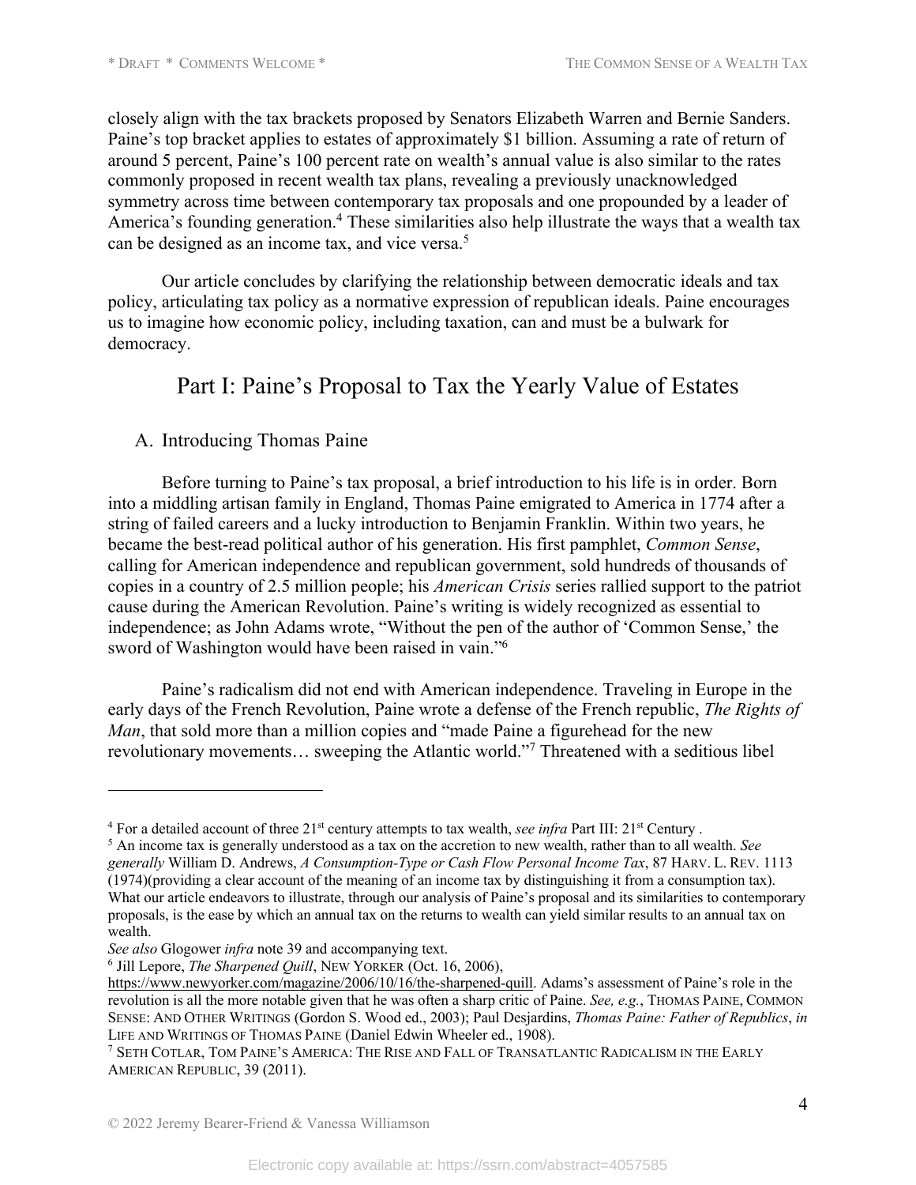closely align with the tax brackets proposed by Senators Elizabeth Warren and Bernie Sanders. Paine's top bracket applies to estates of approximately $1 billion. Assuming a rate of return of around 5 percent, Paine's 100 percent rate on wealth's annual value is also similar to the rates commonly proposed in recent wealth tax plans, revealing a previously unacknowledged symmetry across time between contemporary tax proposals and one propounded by a leader of America's founding generation.[4] These similarities also help illustrate the ways that a wealth tax can be designed as an income tax, and vice versa.[5]

Our article concludes by clarifying the relationship between democratic ideals and tax policy, articulating tax policy as a normative expression of republican ideals. Paine encourages us to imagine how economic policy, including taxation, can and must be a bulwark for democracy.

## Part I: Paine's Proposal to Tax the Yearly Value of Estates

### A. Introducing Thomas Paine

Before turning to Paine's tax proposal, a brief introduction to his life is in order. Born into a middling artisan family in England, Thomas Paine emigrated to America in 1774 after a string of failed careers and a lucky introduction to Benjamin Franklin. Within two years, he became the best-read political author of his generation. His first pamphlet, *Common Sense*, calling for American independence and republican government, sold hundreds of thousands of copies in a country of 2.5 million people; his *American Crisis* series rallied support to the patriot cause during the American Revolution. Paine's writing is widely recognized as essential to independence; as John Adams wrote, "Without the pen of the author of 'Common Sense,' the sword of Washington would have been raised in vain."[6]

Paine's radicalism did not end with American independence. Traveling in Europe in the early days of the French Revolution, Paine wrote a defense of the French republic, *The Rights of Man*, that sold more than a million copies and "made Paine a figurehead for the new revolutionary movements… sweeping the Atlantic world."[7] Threatened with a seditious libel

---

[4] For a detailed account of three 21st century attempts to tax wealth, *see infra* Part III: 21st Century .

[5] An income tax is generally understood as a tax on the accretion to new wealth, rather than to all wealth. *See generally* William D. Andrews, *A Consumption-Type or Cash Flow Personal Income Tax*, 87 HARV. L. REV. 1113 (1974)(providing a clear account of the meaning of an income tax by distinguishing it from a consumption tax). What our article endeavors to illustrate, through our analysis of Paine's proposal and its similarities to contemporary proposals, is the ease by which an annual tax on the returns to wealth can yield similar results to an annual tax on wealth.
*See also* Glogower *infra* note 39 and accompanying text.

[6] Jill Lepore, *The Sharpened Quill*, NEW YORKER (Oct. 16, 2006), https://www.newyorker.com/magazine/2006/10/16/the-sharpened-quill. Adams's assessment of Paine's role in the revolution is all the more notable given that he was often a sharp critic of Paine. *See, e.g.*, THOMAS PAINE, COMMON SENSE: AND OTHER WRITINGS (Gordon S. Wood ed., 2003); Paul Desjardins, *Thomas Paine: Father of Republics*, *in* LIFE AND WRITINGS OF THOMAS PAINE (Daniel Edwin Wheeler ed., 1908).

[7] SETH COTLAR, TOM PAINE'S AMERICA: THE RISE AND FALL OF TRANSATLANTIC RADICALISM IN THE EARLY AMERICAN REPUBLIC, 39 (2011).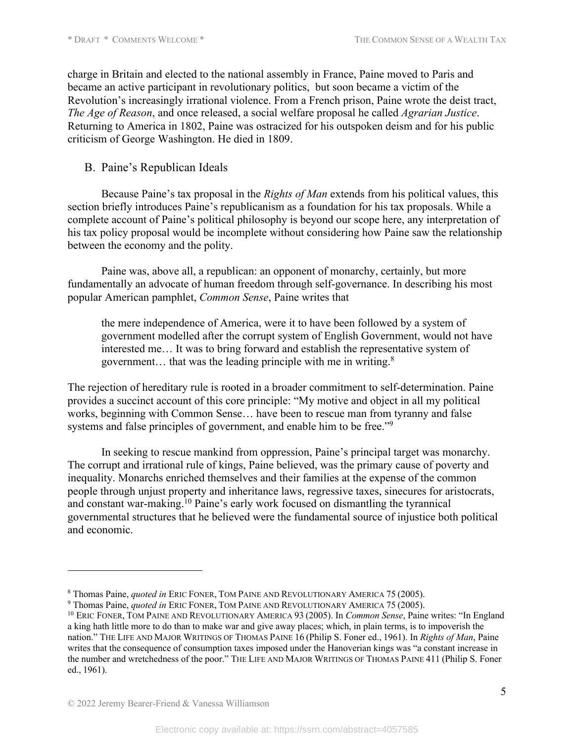charge in Britain and elected to the national assembly in France, Paine moved to Paris and became an active participant in revolutionary politics, but soon became a victim of the Revolution's increasingly irrational violence. From a French prison, Paine wrote the deist tract, *The Age of Reason*, and once released, a social welfare proposal he called *Agrarian Justice*. Returning to America in 1802, Paine was ostracized for his outspoken deism and for his public criticism of George Washington. He died in 1809.

## B. Paine's Republican Ideals

Because Paine's tax proposal in the *Rights of Man* extends from his political values, this section briefly introduces Paine's republicanism as a foundation for his tax proposals. While a complete account of Paine's political philosophy is beyond our scope here, any interpretation of his tax policy proposal would be incomplete without considering how Paine saw the relationship between the economy and the polity.

Paine was, above all, a republican: an opponent of monarchy, certainly, but more fundamentally an advocate of human freedom through self-governance. In describing his most popular American pamphlet, *Common Sense*, Paine writes that

> the mere independence of America, were it to have been followed by a system of government modelled after the corrupt system of English Government, would not have interested me… It was to bring forward and establish the representative system of government… that was the leading principle with me in writing.[8]

The rejection of hereditary rule is rooted in a broader commitment to self-determination. Paine provides a succinct account of this core principle: "My motive and object in all my political works, beginning with Common Sense… have been to rescue man from tyranny and false systems and false principles of government, and enable him to be free."[9]

In seeking to rescue mankind from oppression, Paine's principal target was monarchy. The corrupt and irrational rule of kings, Paine believed, was the primary cause of poverty and inequality. Monarchs enriched themselves and their families at the expense of the common people through unjust property and inheritance laws, regressive taxes, sinecures for aristocrats, and constant war-making.[10] Paine's early work focused on dismantling the tyrannical governmental structures that he believed were the fundamental source of injustice both political and economic.

---

[8] Thomas Paine, *quoted in* ERIC FONER, TOM PAINE AND REVOLUTIONARY AMERICA 75 (2005).

[9] Thomas Paine, *quoted in* ERIC FONER, TOM PAINE AND REVOLUTIONARY AMERICA 75 (2005).

[10] ERIC FONER, TOM PAINE AND REVOLUTIONARY AMERICA 93 (2005). In *Common Sense*, Paine writes: "In England a king hath little more to do than to make war and give away places; which, in plain terms, is to impoverish the nation." THE LIFE AND MAJOR WRITINGS OF THOMAS PAINE 16 (Philip S. Foner ed., 1961). In *Rights of Man*, Paine writes that the consequence of consumption taxes imposed under the Hanoverian kings was "a constant increase in the number and wretchedness of the poor." THE LIFE AND MAJOR WRITINGS OF THOMAS PAINE 411 (Philip S. Foner ed., 1961).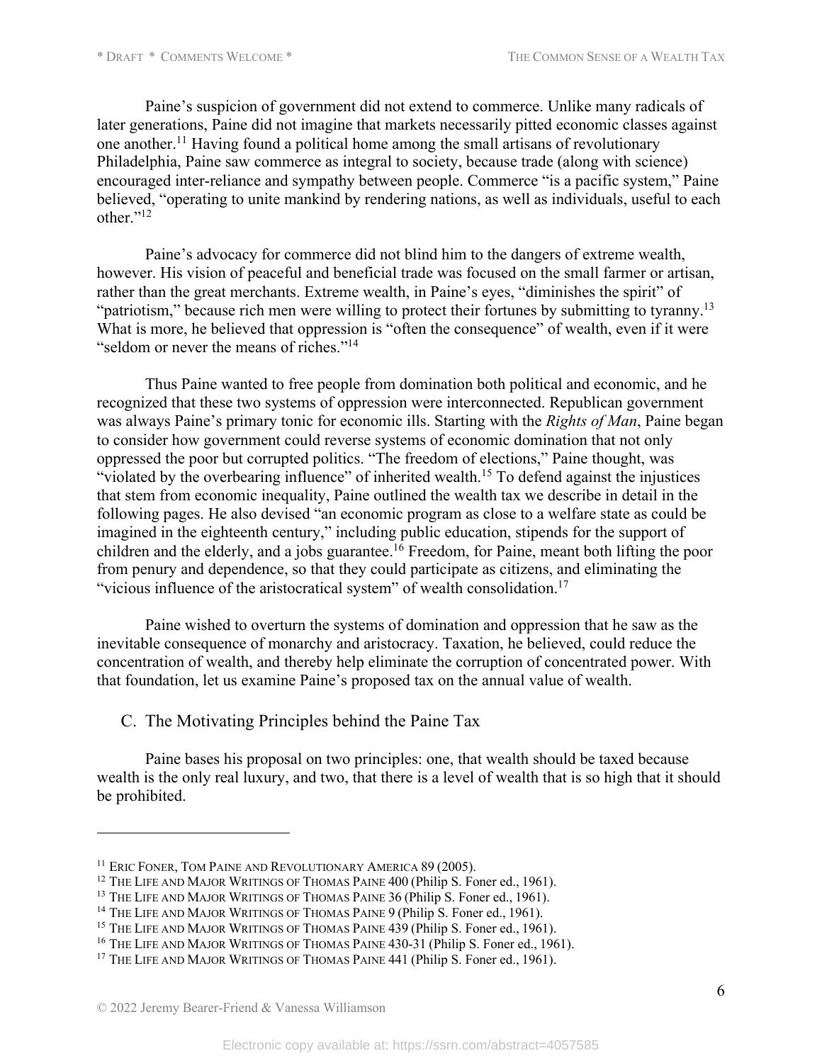Paine's suspicion of government did not extend to commerce. Unlike many radicals of later generations, Paine did not imagine that markets necessarily pitted economic classes against one another.[11] Having found a political home among the small artisans of revolutionary Philadelphia, Paine saw commerce as integral to society, because trade (along with science) encouraged inter-reliance and sympathy between people. Commerce "is a pacific system," Paine believed, "operating to unite mankind by rendering nations, as well as individuals, useful to each other."[12]

Paine's advocacy for commerce did not blind him to the dangers of extreme wealth, however. His vision of peaceful and beneficial trade was focused on the small farmer or artisan, rather than the great merchants. Extreme wealth, in Paine's eyes, "diminishes the spirit" of "patriotism," because rich men were willing to protect their fortunes by submitting to tyranny.[13] What is more, he believed that oppression is "often the consequence" of wealth, even if it were "seldom or never the means of riches."[14]

Thus Paine wanted to free people from domination both political and economic, and he recognized that these two systems of oppression were interconnected. Republican government was always Paine's primary tonic for economic ills. Starting with the *Rights of Man*, Paine began to consider how government could reverse systems of economic domination that not only oppressed the poor but corrupted politics. "The freedom of elections," Paine thought, was "violated by the overbearing influence" of inherited wealth.[15] To defend against the injustices that stem from economic inequality, Paine outlined the wealth tax we describe in detail in the following pages. He also devised "an economic program as close to a welfare state as could be imagined in the eighteenth century," including public education, stipends for the support of children and the elderly, and a jobs guarantee.[16] Freedom, for Paine, meant both lifting the poor from penury and dependence, so that they could participate as citizens, and eliminating the "vicious influence of the aristocratical system" of wealth consolidation.[17]

Paine wished to overturn the systems of domination and oppression that he saw as the inevitable consequence of monarchy and aristocracy. Taxation, he believed, could reduce the concentration of wealth, and thereby help eliminate the corruption of concentrated power. With that foundation, let us examine Paine's proposed tax on the annual value of wealth.

### C. The Motivating Principles behind the Paine Tax

Paine bases his proposal on two principles: one, that wealth should be taxed because wealth is the only real luxury, and two, that there is a level of wealth that is so high that it should be prohibited.

---

[11] ERIC FONER, TOM PAINE AND REVOLUTIONARY AMERICA 89 (2005).
[12] THE LIFE AND MAJOR WRITINGS OF THOMAS PAINE 400 (Philip S. Foner ed., 1961).
[13] THE LIFE AND MAJOR WRITINGS OF THOMAS PAINE 36 (Philip S. Foner ed., 1961).
[14] THE LIFE AND MAJOR WRITINGS OF THOMAS PAINE 9 (Philip S. Foner ed., 1961).
[15] THE LIFE AND MAJOR WRITINGS OF THOMAS PAINE 439 (Philip S. Foner ed., 1961).
[16] THE LIFE AND MAJOR WRITINGS OF THOMAS PAINE 430-31 (Philip S. Foner ed., 1961).
[17] THE LIFE AND MAJOR WRITINGS OF THOMAS PAINE 441 (Philip S. Foner ed., 1961).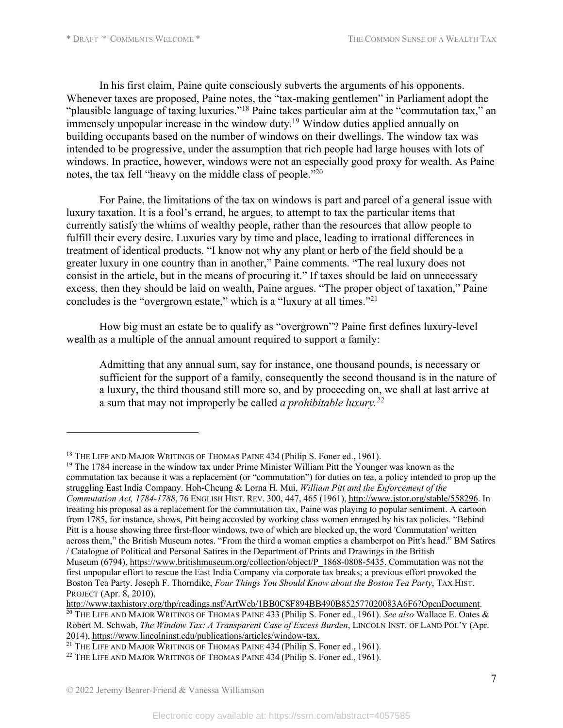In his first claim, Paine quite consciously subverts the arguments of his opponents. Whenever taxes are proposed, Paine notes, the "tax-making gentlemen" in Parliament adopt the "plausible language of taxing luxuries."[18] Paine takes particular aim at the "commutation tax," an immensely unpopular increase in the window duty.[19] Window duties applied annually on building occupants based on the number of windows on their dwellings. The window tax was intended to be progressive, under the assumption that rich people had large houses with lots of windows. In practice, however, windows were not an especially good proxy for wealth. As Paine notes, the tax fell "heavy on the middle class of people."[20]

For Paine, the limitations of the tax on windows is part and parcel of a general issue with luxury taxation. It is a fool's errand, he argues, to attempt to tax the particular items that currently satisfy the whims of wealthy people, rather than the resources that allow people to fulfill their every desire. Luxuries vary by time and place, leading to irrational differences in treatment of identical products. "I know not why any plant or herb of the field should be a greater luxury in one country than in another," Paine comments. "The real luxury does not consist in the article, but in the means of procuring it." If taxes should be laid on unnecessary excess, then they should be laid on wealth, Paine argues. "The proper object of taxation," Paine concludes is the "overgrown estate," which is a "luxury at all times."[21]

How big must an estate be to qualify as "overgrown"? Paine first defines luxury-level wealth as a multiple of the annual amount required to support a family:

> Admitting that any annual sum, say for instance, one thousand pounds, is necessary or sufficient for the support of a family, consequently the second thousand is in the nature of a luxury, the third thousand still more so, and by proceeding on, we shall at last arrive at a sum that may not improperly be called *a prohibitable luxury.*[22]

---

[18] THE LIFE AND MAJOR WRITINGS OF THOMAS PAINE 434 (Philip S. Foner ed., 1961).

[19] The 1784 increase in the window tax under Prime Minister William Pitt the Younger was known as the commutation tax because it was a replacement (or "commutation") for duties on tea, a policy intended to prop up the struggling East India Company. Hoh-Cheung & Lorna H. Mui, *William Pitt and the Enforcement of the Commutation Act, 1784-1788*, 76 ENGLISH HIST. REV. 300, 447, 465 (1961), http://www.jstor.org/stable/558296. In treating his proposal as a replacement for the commutation tax, Paine was playing to popular sentiment. A cartoon from 1785, for instance, shows, Pitt being accosted by working class women enraged by his tax policies. "Behind Pitt is a house showing three first-floor windows, two of which are blocked up, the word 'Commutation' written across them," the British Museum notes. "From the third a woman empties a chamberpot on Pitt's head." BM Satires / Catalogue of Political and Personal Satires in the Department of Prints and Drawings in the British Museum (6794), https://www.britishmuseum.org/collection/object/P_1868-0808-5435. Commutation was not the first unpopular effort to rescue the East India Company via corporate tax breaks; a previous effort provoked the Boston Tea Party. Joseph F. Thorndike, *Four Things You Should Know about the Boston Tea Party*, TAX HIST. PROJECT (Apr. 8, 2010), http://www.taxhistory.org/thp/readings.nsf/ArtWeb/1BB0C8F894BB490B852577020083A6F6?OpenDocument.

[20] THE LIFE AND MAJOR WRITINGS OF THOMAS PAINE 433 (Philip S. Foner ed., 1961). *See also* Wallace E. Oates & Robert M. Schwab, *The Window Tax: A Transparent Case of Excess Burden*, LINCOLN INST. OF LAND POL'Y (Apr. 2014), https://www.lincolninst.edu/publications/articles/window-tax.

[21] THE LIFE AND MAJOR WRITINGS OF THOMAS PAINE 434 (Philip S. Foner ed., 1961).

[22] THE LIFE AND MAJOR WRITINGS OF THOMAS PAINE 434 (Philip S. Foner ed., 1961).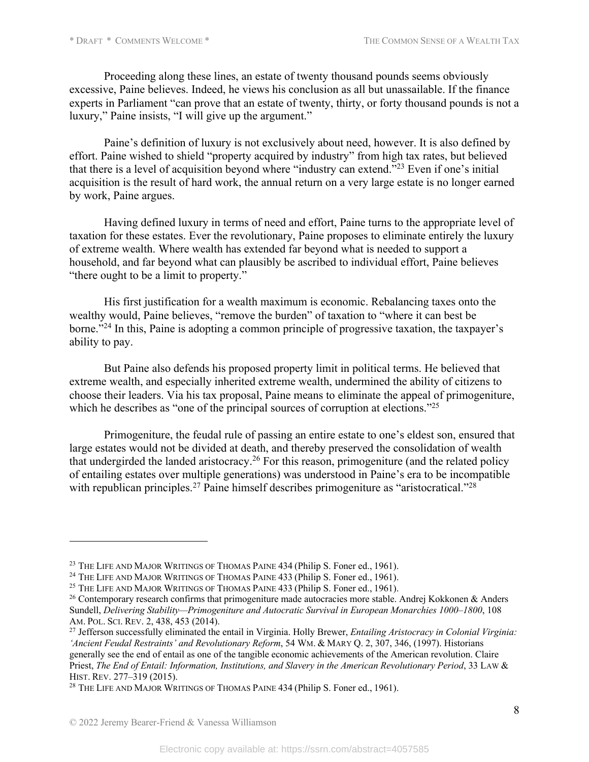Proceeding along these lines, an estate of twenty thousand pounds seems obviously excessive, Paine believes. Indeed, he views his conclusion as all but unassailable. If the finance experts in Parliament "can prove that an estate of twenty, thirty, or forty thousand pounds is not a luxury," Paine insists, "I will give up the argument."

Paine's definition of luxury is not exclusively about need, however. It is also defined by effort. Paine wished to shield "property acquired by industry" from high tax rates, but believed that there is a level of acquisition beyond where "industry can extend."[23] Even if one's initial acquisition is the result of hard work, the annual return on a very large estate is no longer earned by work, Paine argues.

Having defined luxury in terms of need and effort, Paine turns to the appropriate level of taxation for these estates. Ever the revolutionary, Paine proposes to eliminate entirely the luxury of extreme wealth. Where wealth has extended far beyond what is needed to support a household, and far beyond what can plausibly be ascribed to individual effort, Paine believes "there ought to be a limit to property."

His first justification for a wealth maximum is economic. Rebalancing taxes onto the wealthy would, Paine believes, "remove the burden" of taxation to "where it can best be borne."[24] In this, Paine is adopting a common principle of progressive taxation, the taxpayer's ability to pay.

But Paine also defends his proposed property limit in political terms. He believed that extreme wealth, and especially inherited extreme wealth, undermined the ability of citizens to choose their leaders. Via his tax proposal, Paine means to eliminate the appeal of primogeniture, which he describes as "one of the principal sources of corruption at elections."[25]

Primogeniture, the feudal rule of passing an entire estate to one's eldest son, ensured that large estates would not be divided at death, and thereby preserved the consolidation of wealth that undergirded the landed aristocracy.[26] For this reason, primogeniture (and the related policy of entailing estates over multiple generations) was understood in Paine's era to be incompatible with republican principles.[27] Paine himself describes primogeniture as "aristocratical."[28]

---

[23] THE LIFE AND MAJOR WRITINGS OF THOMAS PAINE 434 (Philip S. Foner ed., 1961).

[24] THE LIFE AND MAJOR WRITINGS OF THOMAS PAINE 433 (Philip S. Foner ed., 1961).

[25] THE LIFE AND MAJOR WRITINGS OF THOMAS PAINE 433 (Philip S. Foner ed., 1961).

[26] Contemporary research confirms that primogeniture made autocracies more stable. Andrej Kokkonen & Anders Sundell, *Delivering Stability—Primogeniture and Autocratic Survival in European Monarchies 1000–1800*, 108 AM. POL. SCI. REV. 2, 438, 453 (2014).

[27] Jefferson successfully eliminated the entail in Virginia. Holly Brewer, *Entailing Aristocracy in Colonial Virginia: 'Ancient Feudal Restraints' and Revolutionary Reform*, 54 WM. & MARY Q. 2, 307, 346, (1997). Historians generally see the end of entail as one of the tangible economic achievements of the American revolution. Claire Priest, *The End of Entail: Information, Institutions, and Slavery in the American Revolutionary Period*, 33 LAW & HIST. REV. 277–319 (2015).

[28] THE LIFE AND MAJOR WRITINGS OF THOMAS PAINE 434 (Philip S. Foner ed., 1961).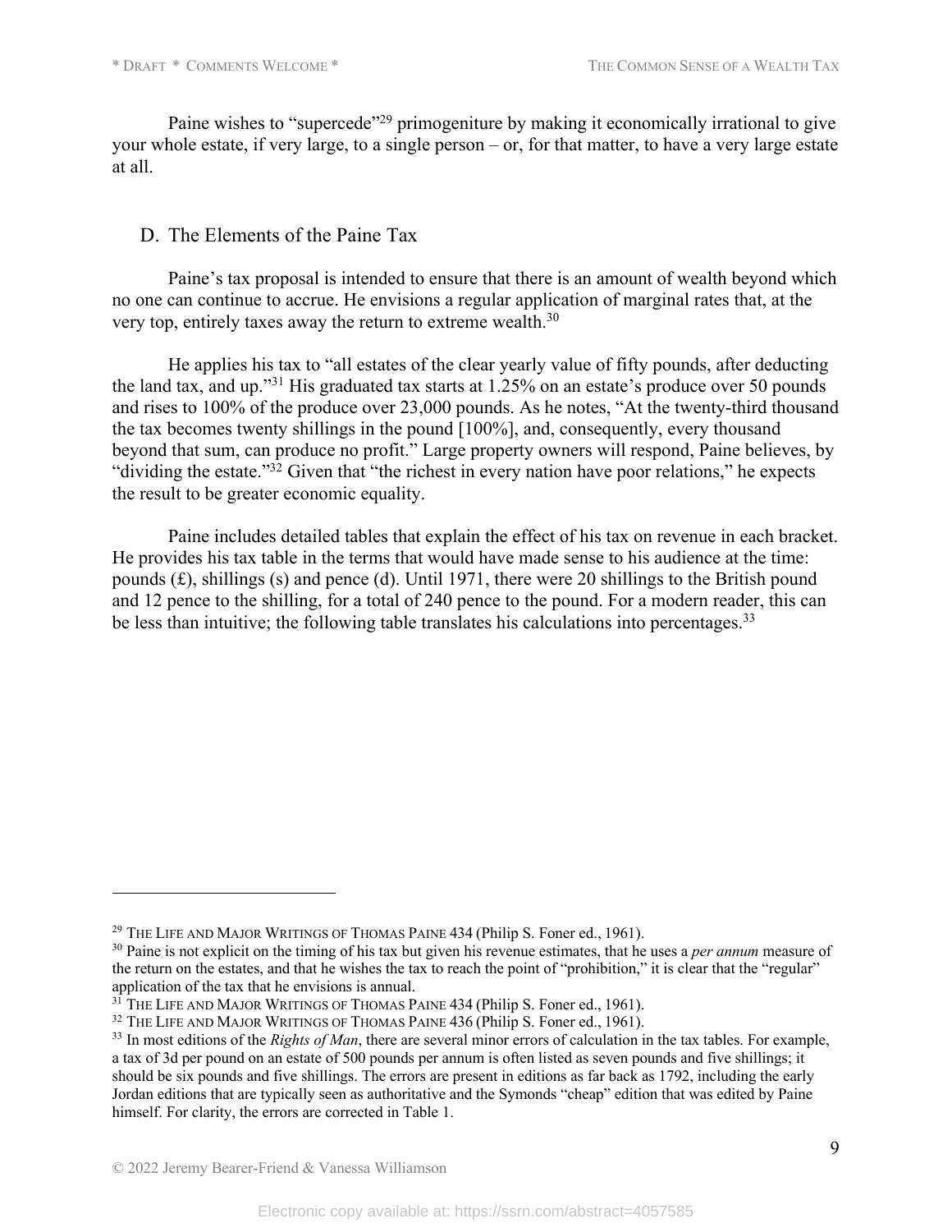Paine wishes to "supercede"[29] primogeniture by making it economically irrational to give your whole estate, if very large, to a single person – or, for that matter, to have a very large estate at all.

## D. The Elements of the Paine Tax

Paine's tax proposal is intended to ensure that there is an amount of wealth beyond which no one can continue to accrue. He envisions a regular application of marginal rates that, at the very top, entirely taxes away the return to extreme wealth.[30]

He applies his tax to "all estates of the clear yearly value of fifty pounds, after deducting the land tax, and up."[31] His graduated tax starts at 1.25% on an estate's produce over 50 pounds and rises to 100% of the produce over 23,000 pounds. As he notes, "At the twenty-third thousand the tax becomes twenty shillings in the pound [100%], and, consequently, every thousand beyond that sum, can produce no profit." Large property owners will respond, Paine believes, by "dividing the estate."[32] Given that "the richest in every nation have poor relations," he expects the result to be greater economic equality.

Paine includes detailed tables that explain the effect of his tax on revenue in each bracket. He provides his tax table in the terms that would have made sense to his audience at the time: pounds (£), shillings (s) and pence (d). Until 1971, there were 20 shillings to the British pound and 12 pence to the shilling, for a total of 240 pence to the pound. For a modern reader, this can be less than intuitive; the following table translates his calculations into percentages.[33]

---

[29] THE LIFE AND MAJOR WRITINGS OF THOMAS PAINE 434 (Philip S. Foner ed., 1961).

[30] Paine is not explicit on the timing of his tax but given his revenue estimates, that he uses a *per annum* measure of the return on the estates, and that he wishes the tax to reach the point of "prohibition," it is clear that the "regular" application of the tax that he envisions is annual.

[31] THE LIFE AND MAJOR WRITINGS OF THOMAS PAINE 434 (Philip S. Foner ed., 1961).

[32] THE LIFE AND MAJOR WRITINGS OF THOMAS PAINE 436 (Philip S. Foner ed., 1961).

[33] In most editions of the *Rights of Man*, there are several minor errors of calculation in the tax tables. For example, a tax of 3d per pound on an estate of 500 pounds per annum is often listed as seven pounds and five shillings; it should be six pounds and five shillings. The errors are present in editions as far back as 1792, including the early Jordan editions that are typically seen as authoritative and the Symonds "cheap" edition that was edited by Paine himself. For clarity, the errors are corrected in Table 1.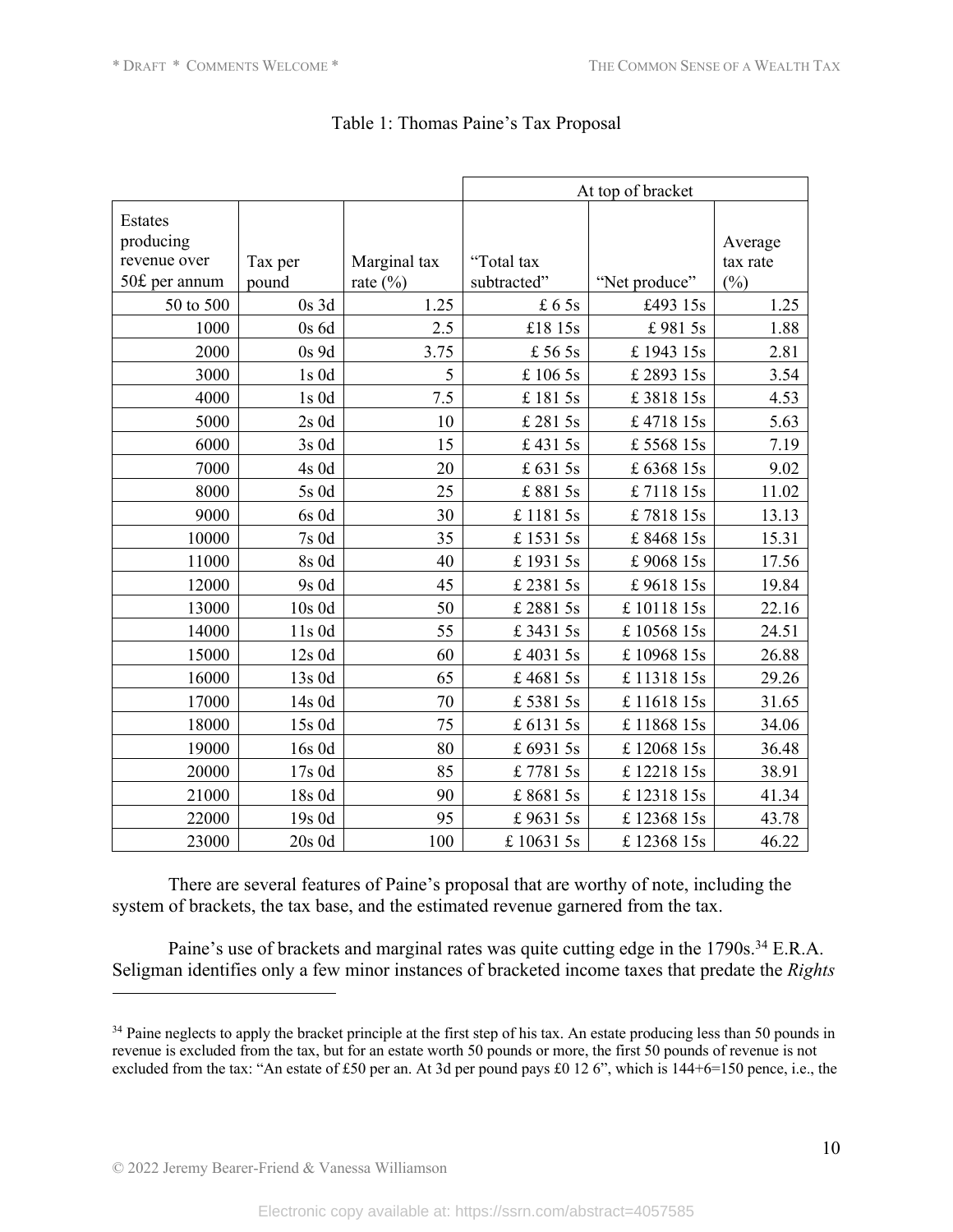Table 1: Thomas Paine's Tax Proposal

| | | | At top of bracket | | |
|---|---|---|---|---|---|
| Estates producing revenue over 50£ per annum | Tax per pound | Marginal tax rate (%) | "Total tax subtracted" | "Net produce" | Average tax rate (%) |
| 50 to 500 | 0s 3d | 1.25 | £ 6 5s | £493 15s | 1.25 |
| 1000 | 0s 6d | 2.5 | £18 15s | £ 981 5s | 1.88 |
| 2000 | 0s 9d | 3.75 | £ 56 5s | £ 1943 15s | 2.81 |
| 3000 | 1s 0d | 5 | £ 106 5s | £ 2893 15s | 3.54 |
| 4000 | 1s 0d | 7.5 | £ 181 5s | £ 3818 15s | 4.53 |
| 5000 | 2s 0d | 10 | £ 281 5s | £ 4718 15s | 5.63 |
| 6000 | 3s 0d | 15 | £ 431 5s | £ 5568 15s | 7.19 |
| 7000 | 4s 0d | 20 | £ 631 5s | £ 6368 15s | 9.02 |
| 8000 | 5s 0d | 25 | £ 881 5s | £ 7118 15s | 11.02 |
| 9000 | 6s 0d | 30 | £ 1181 5s | £ 7818 15s | 13.13 |
| 10000 | 7s 0d | 35 | £ 1531 5s | £ 8468 15s | 15.31 |
| 11000 | 8s 0d | 40 | £ 1931 5s | £ 9068 15s | 17.56 |
| 12000 | 9s 0d | 45 | £ 2381 5s | £ 9618 15s | 19.84 |
| 13000 | 10s 0d | 50 | £ 2881 5s | £ 10118 15s | 22.16 |
| 14000 | 11s 0d | 55 | £ 3431 5s | £ 10568 15s | 24.51 |
| 15000 | 12s 0d | 60 | £ 4031 5s | £ 10968 15s | 26.88 |
| 16000 | 13s 0d | 65 | £ 4681 5s | £ 11318 15s | 29.26 |
| 17000 | 14s 0d | 70 | £ 5381 5s | £ 11618 15s | 31.65 |
| 18000 | 15s 0d | 75 | £ 6131 5s | £ 11868 15s | 34.06 |
| 19000 | 16s 0d | 80 | £ 6931 5s | £ 12068 15s | 36.48 |
| 20000 | 17s 0d | 85 | £ 7781 5s | £ 12218 15s | 38.91 |
| 21000 | 18s 0d | 90 | £ 8681 5s | £ 12318 15s | 41.34 |
| 22000 | 19s 0d | 95 | £ 9631 5s | £ 12368 15s | 43.78 |
| 23000 | 20s 0d | 100 | £ 10631 5s | £ 12368 15s | 46.22 |

There are several features of Paine's proposal that are worthy of note, including the system of brackets, the tax base, and the estimated revenue garnered from the tax.

Paine's use of brackets and marginal rates was quite cutting edge in the 1790s.[34] E.R.A. Seligman identifies only a few minor instances of bracketed income taxes that predate the *Rights*

[34] Paine neglects to apply the bracket principle at the first step of his tax. An estate producing less than 50 pounds in revenue is excluded from the tax, but for an estate worth 50 pounds or more, the first 50 pounds of revenue is not excluded from the tax: "An estate of £50 per an. At 3d per pound pays £0 12 6", which is 144+6=150 pence, i.e., the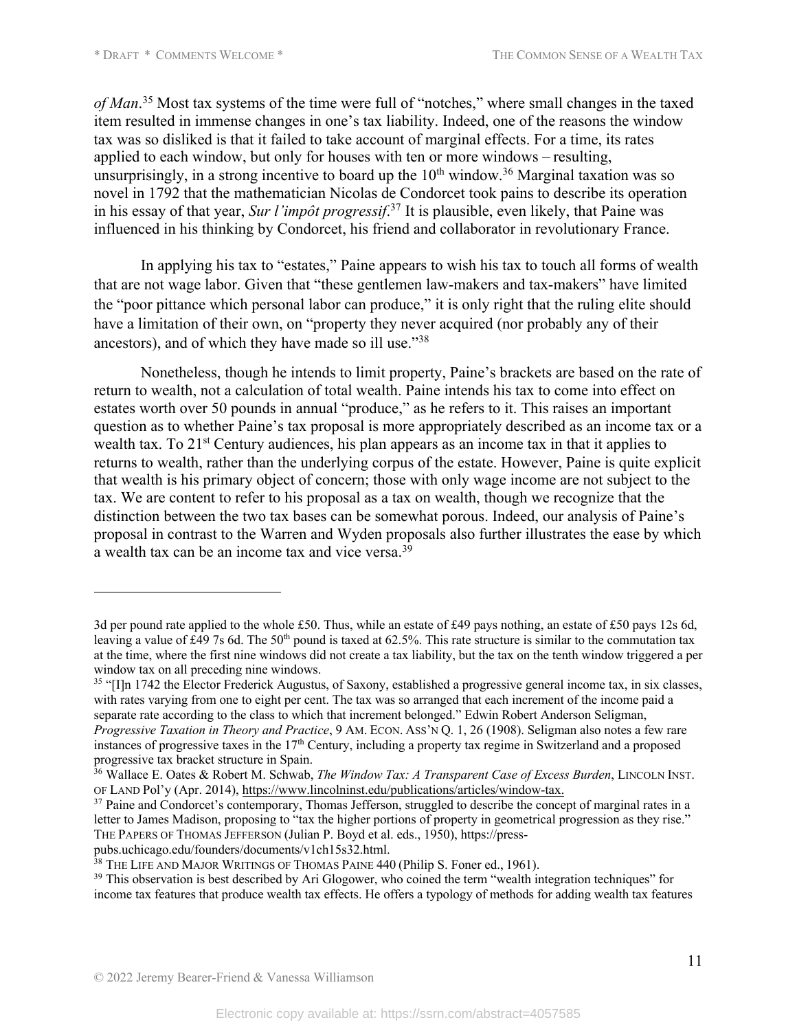*of Man*.[35] Most tax systems of the time were full of "notches," where small changes in the taxed item resulted in immense changes in one's tax liability. Indeed, one of the reasons the window tax was so disliked is that it failed to take account of marginal effects. For a time, its rates applied to each window, but only for houses with ten or more windows – resulting, unsurprisingly, in a strong incentive to board up the 10th window.[36] Marginal taxation was so novel in 1792 that the mathematician Nicolas de Condorcet took pains to describe its operation in his essay of that year, *Sur l'impôt progressif*.[37] It is plausible, even likely, that Paine was influenced in his thinking by Condorcet, his friend and collaborator in revolutionary France.

In applying his tax to "estates," Paine appears to wish his tax to touch all forms of wealth that are not wage labor. Given that "these gentlemen law-makers and tax-makers" have limited the "poor pittance which personal labor can produce," it is only right that the ruling elite should have a limitation of their own, on "property they never acquired (nor probably any of their ancestors), and of which they have made so ill use."[38]

Nonetheless, though he intends to limit property, Paine's brackets are based on the rate of return to wealth, not a calculation of total wealth. Paine intends his tax to come into effect on estates worth over 50 pounds in annual "produce," as he refers to it. This raises an important question as to whether Paine's tax proposal is more appropriately described as an income tax or a wealth tax. To 21st Century audiences, his plan appears as an income tax in that it applies to returns to wealth, rather than the underlying corpus of the estate. However, Paine is quite explicit that wealth is his primary object of concern; those with only wage income are not subject to the tax. We are content to refer to his proposal as a tax on wealth, though we recognize that the distinction between the two tax bases can be somewhat porous. Indeed, our analysis of Paine's proposal in contrast to the Warren and Wyden proposals also further illustrates the ease by which a wealth tax can be an income tax and vice versa.[39]

---

3d per pound rate applied to the whole £50. Thus, while an estate of £49 pays nothing, an estate of £50 pays 12s 6d, leaving a value of £49 7s 6d. The 50th pound is taxed at 62.5%. This rate structure is similar to the commutation tax at the time, where the first nine windows did not create a tax liability, but the tax on the tenth window triggered a per window tax on all preceding nine windows.

[35] "[I]n 1742 the Elector Frederick Augustus, of Saxony, established a progressive general income tax, in six classes, with rates varying from one to eight per cent. The tax was so arranged that each increment of the income paid a separate rate according to the class to which that increment belonged." Edwin Robert Anderson Seligman, *Progressive Taxation in Theory and Practice*, 9 AM. ECON. ASS'N Q. 1, 26 (1908). Seligman also notes a few rare instances of progressive taxes in the 17th Century, including a property tax regime in Switzerland and a proposed progressive tax bracket structure in Spain.

[36] Wallace E. Oates & Robert M. Schwab, *The Window Tax: A Transparent Case of Excess Burden*, LINCOLN INST. OF LAND Pol'y (Apr. 2014), https://www.lincolninst.edu/publications/articles/window-tax.

[37] Paine and Condorcet's contemporary, Thomas Jefferson, struggled to describe the concept of marginal rates in a letter to James Madison, proposing to "tax the higher portions of property in geometrical progression as they rise." THE PAPERS OF THOMAS JEFFERSON (Julian P. Boyd et al. eds., 1950), https://press-pubs.uchicago.edu/founders/documents/v1ch15s32.html.

[38] THE LIFE AND MAJOR WRITINGS OF THOMAS PAINE 440 (Philip S. Foner ed., 1961).

[39] This observation is best described by Ari Glogower, who coined the term "wealth integration techniques" for income tax features that produce wealth tax effects. He offers a typology of methods for adding wealth tax features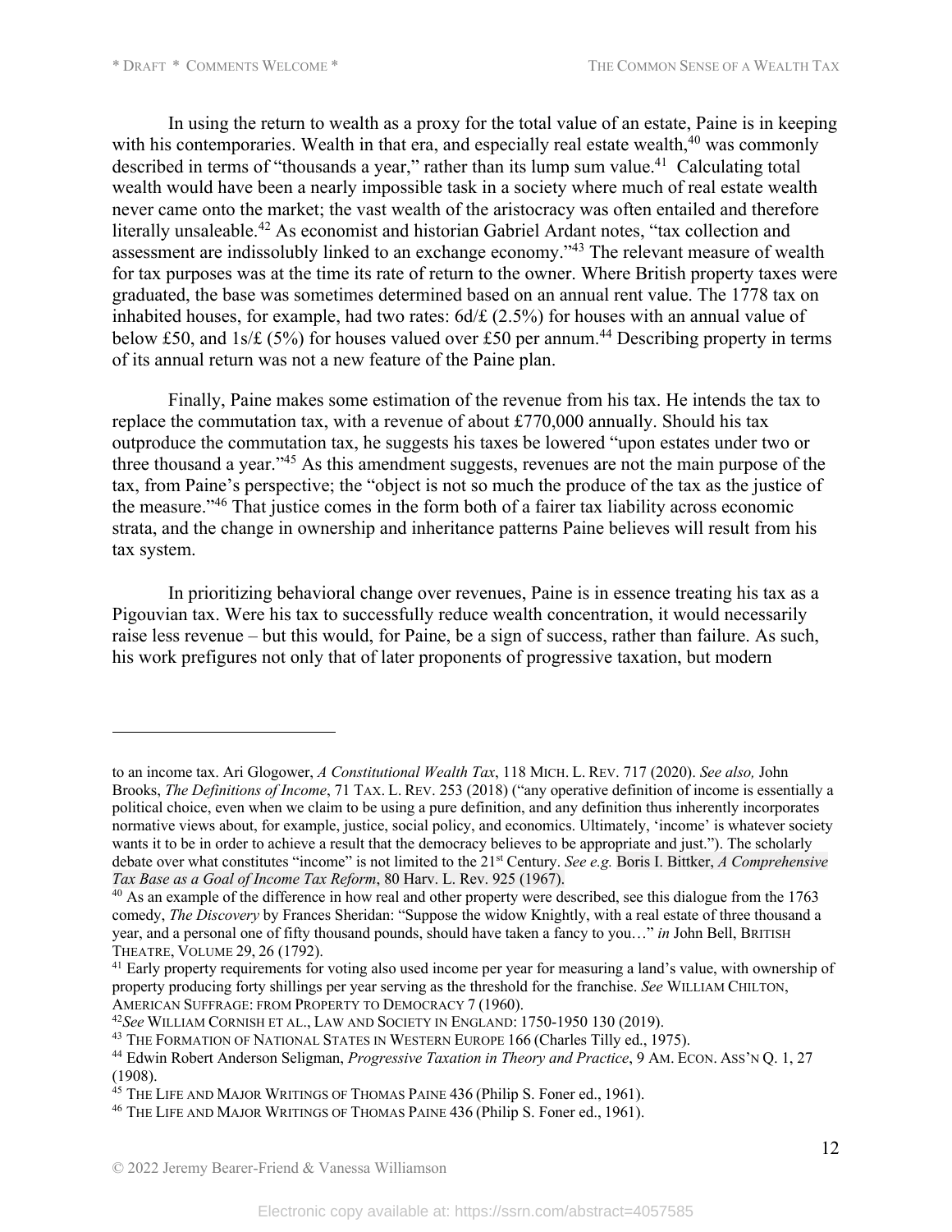In using the return to wealth as a proxy for the total value of an estate, Paine is in keeping with his contemporaries. Wealth in that era, and especially real estate wealth,[40] was commonly described in terms of "thousands a year," rather than its lump sum value.[41] Calculating total wealth would have been a nearly impossible task in a society where much of real estate wealth never came onto the market; the vast wealth of the aristocracy was often entailed and therefore literally unsaleable.[42] As economist and historian Gabriel Ardant notes, "tax collection and assessment are indissolubly linked to an exchange economy."[43] The relevant measure of wealth for tax purposes was at the time its rate of return to the owner. Where British property taxes were graduated, the base was sometimes determined based on an annual rent value. The 1778 tax on inhabited houses, for example, had two rates: 6d/£ (2.5%) for houses with an annual value of below £50, and 1s/£ (5%) for houses valued over £50 per annum.[44] Describing property in terms of its annual return was not a new feature of the Paine plan.

Finally, Paine makes some estimation of the revenue from his tax. He intends the tax to replace the commutation tax, with a revenue of about £770,000 annually. Should his tax outproduce the commutation tax, he suggests his taxes be lowered "upon estates under two or three thousand a year."[45] As this amendment suggests, revenues are not the main purpose of the tax, from Paine's perspective; the "object is not so much the produce of the tax as the justice of the measure."[46] That justice comes in the form both of a fairer tax liability across economic strata, and the change in ownership and inheritance patterns Paine believes will result from his tax system.

In prioritizing behavioral change over revenues, Paine is in essence treating his tax as a Pigouvian tax. Were his tax to successfully reduce wealth concentration, it would necessarily raise less revenue – but this would, for Paine, be a sign of success, rather than failure. As such, his work prefigures not only that of later proponents of progressive taxation, but modern

---

to an income tax. Ari Glogower, *A Constitutional Wealth Tax*, 118 MICH. L. REV. 717 (2020). *See also,* John Brooks, *The Definitions of Income*, 71 TAX. L. REV. 253 (2018) ("any operative definition of income is essentially a political choice, even when we claim to be using a pure definition, and any definition thus inherently incorporates normative views about, for example, justice, social policy, and economics. Ultimately, 'income' is whatever society wants it to be in order to achieve a result that the democracy believes to be appropriate and just."). The scholarly debate over what constitutes "income" is not limited to the 21st Century. *See e.g.* Boris I. Bittker, *A Comprehensive Tax Base as a Goal of Income Tax Reform*, 80 Harv. L. Rev. 925 (1967).

[40] As an example of the difference in how real and other property were described, see this dialogue from the 1763 comedy, *The Discovery* by Frances Sheridan: "Suppose the widow Knightly, with a real estate of three thousand a year, and a personal one of fifty thousand pounds, should have taken a fancy to you…" *in* John Bell, BRITISH THEATRE, VOLUME 29, 26 (1792).

[41] Early property requirements for voting also used income per year for measuring a land's value, with ownership of property producing forty shillings per year serving as the threshold for the franchise. *See* WILLIAM CHILTON, AMERICAN SUFFRAGE: FROM PROPERTY TO DEMOCRACY 7 (1960).

[42] *See* WILLIAM CORNISH ET AL., LAW AND SOCIETY IN ENGLAND: 1750-1950 130 (2019).

[43] THE FORMATION OF NATIONAL STATES IN WESTERN EUROPE 166 (Charles Tilly ed., 1975).

[44] Edwin Robert Anderson Seligman, *Progressive Taxation in Theory and Practice*, 9 AM. ECON. ASS'N Q. 1, 27 (1908).

[45] THE LIFE AND MAJOR WRITINGS OF THOMAS PAINE 436 (Philip S. Foner ed., 1961).

[46] THE LIFE AND MAJOR WRITINGS OF THOMAS PAINE 436 (Philip S. Foner ed., 1961).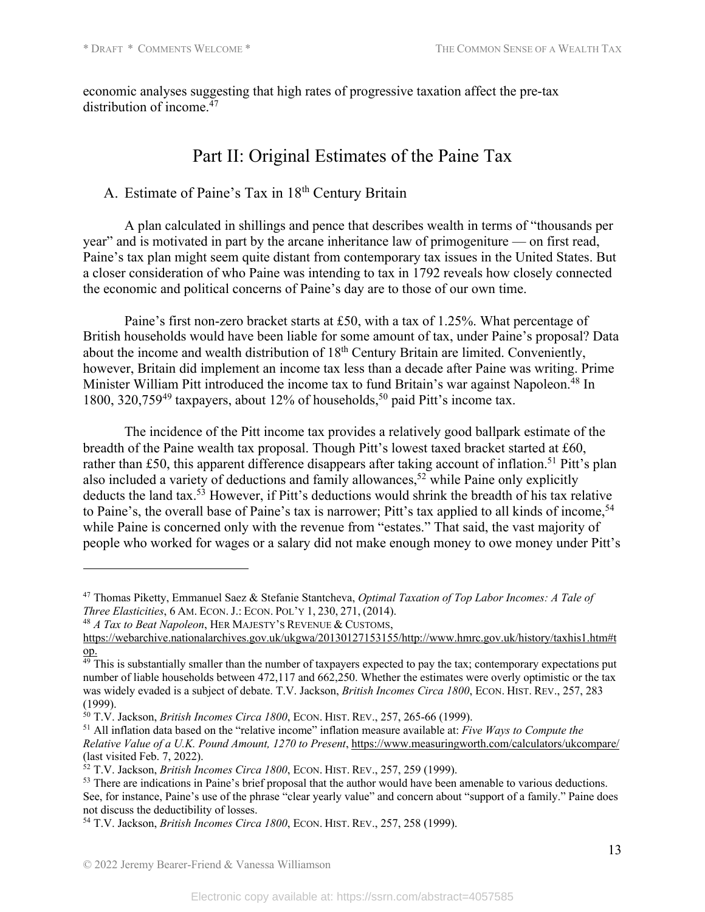economic analyses suggesting that high rates of progressive taxation affect the pre-tax distribution of income.[47]

# Part II: Original Estimates of the Paine Tax

## A. Estimate of Paine's Tax in 18th Century Britain

A plan calculated in shillings and pence that describes wealth in terms of "thousands per year" and is motivated in part by the arcane inheritance law of primogeniture — on first read, Paine's tax plan might seem quite distant from contemporary tax issues in the United States. But a closer consideration of who Paine was intending to tax in 1792 reveals how closely connected the economic and political concerns of Paine's day are to those of our own time.

Paine's first non-zero bracket starts at £50, with a tax of 1.25%. What percentage of British households would have been liable for some amount of tax, under Paine's proposal? Data about the income and wealth distribution of 18th Century Britain are limited. Conveniently, however, Britain did implement an income tax less than a decade after Paine was writing. Prime Minister William Pitt introduced the income tax to fund Britain's war against Napoleon.[48] In 1800, 320,759[49] taxpayers, about 12% of households,[50] paid Pitt's income tax.

The incidence of the Pitt income tax provides a relatively good ballpark estimate of the breadth of the Paine wealth tax proposal. Though Pitt's lowest taxed bracket started at £60, rather than £50, this apparent difference disappears after taking account of inflation.[51] Pitt's plan also included a variety of deductions and family allowances,[52] while Paine only explicitly deducts the land tax.[53] However, if Pitt's deductions would shrink the breadth of his tax relative to Paine's, the overall base of Paine's tax is narrower; Pitt's tax applied to all kinds of income,[54] while Paine is concerned only with the revenue from "estates." That said, the vast majority of people who worked for wages or a salary did not make enough money to owe money under Pitt's

---

[47] Thomas Piketty, Emmanuel Saez & Stefanie Stantcheva, *Optimal Taxation of Top Labor Incomes: A Tale of Three Elasticities*, 6 AM. ECON. J.: ECON. POL'Y 1, 230, 271, (2014).

[48] *A Tax to Beat Napoleon*, HER MAJESTY'S REVENUE & CUSTOMS, https://webarchive.nationalarchives.gov.uk/ukgwa/20130127153155/http://www.hmrc.gov.uk/history/taxhis1.htm#top.

[49] This is substantially smaller than the number of taxpayers expected to pay the tax; contemporary expectations put number of liable households between 472,117 and 662,250. Whether the estimates were overly optimistic or the tax was widely evaded is a subject of debate. T.V. Jackson, *British Incomes Circa 1800*, ECON. HIST. REV., 257, 283 (1999).

[50] T.V. Jackson, *British Incomes Circa 1800*, ECON. HIST. REV., 257, 265-66 (1999).

[51] All inflation data based on the "relative income" inflation measure available at: *Five Ways to Compute the Relative Value of a U.K. Pound Amount, 1270 to Present*, https://www.measuringworth.com/calculators/ukcompare/ (last visited Feb. 7, 2022).

[52] T.V. Jackson, *British Incomes Circa 1800*, ECON. HIST. REV., 257, 259 (1999).

[53] There are indications in Paine's brief proposal that the author would have been amenable to various deductions. See, for instance, Paine's use of the phrase "clear yearly value" and concern about "support of a family." Paine does not discuss the deductibility of losses.

[54] T.V. Jackson, *British Incomes Circa 1800*, ECON. HIST. REV., 257, 258 (1999).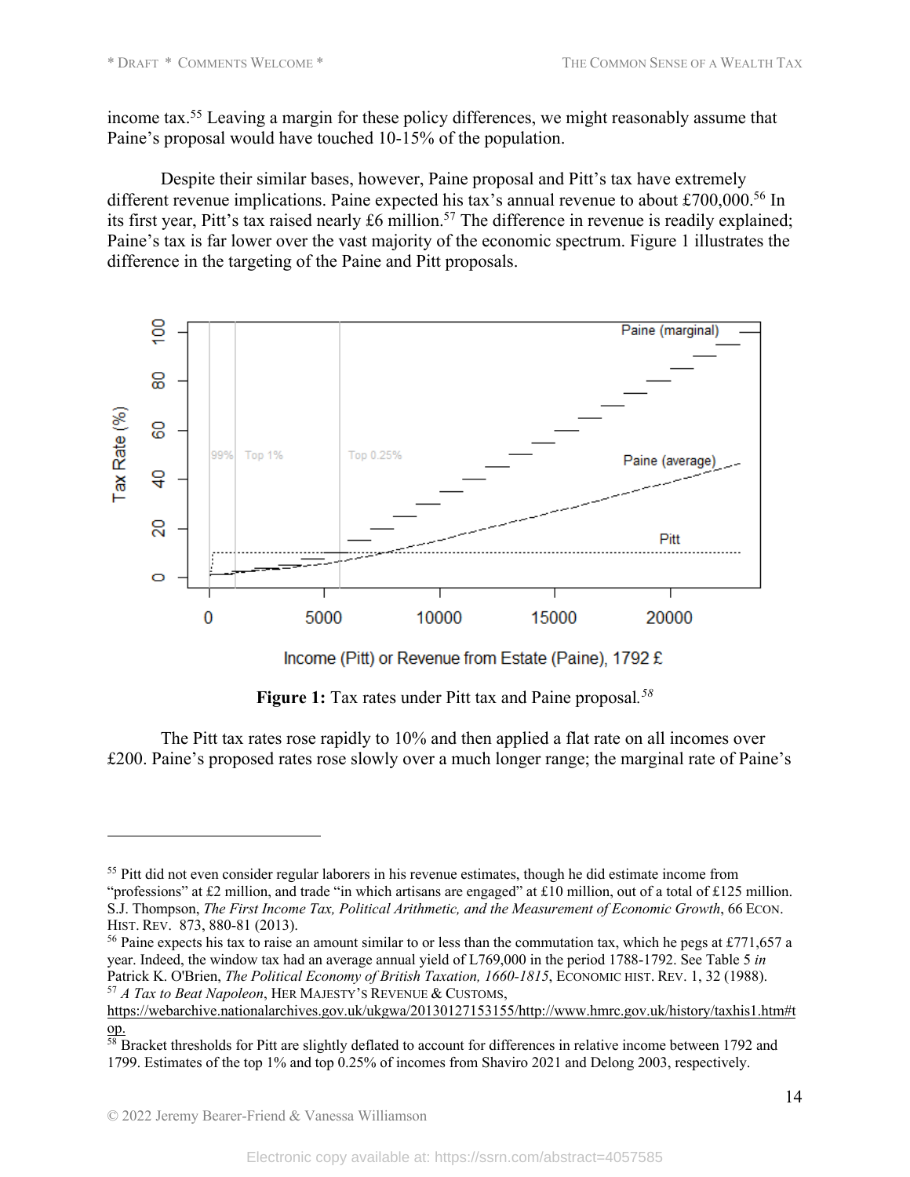income tax.[55] Leaving a margin for these policy differences, we might reasonably assume that Paine's proposal would have touched 10-15% of the population.

Despite their similar bases, however, Paine proposal and Pitt's tax have extremely different revenue implications. Paine expected his tax's annual revenue to about £700,000.[56] In its first year, Pitt's tax raised nearly £6 million.[57] The difference in revenue is readily explained; Paine's tax is far lower over the vast majority of the economic spectrum. Figure 1 illustrates the difference in the targeting of the Paine and Pitt proposals.

**Figure 1:** Tax rates under Pitt tax and Paine proposal.[58]

The Pitt tax rates rose rapidly to 10% and then applied a flat rate on all incomes over £200. Paine's proposed rates rose slowly over a much longer range; the marginal rate of Paine's

---

[55] Pitt did not even consider regular laborers in his revenue estimates, though he did estimate income from "professions" at £2 million, and trade "in which artisans are engaged" at £10 million, out of a total of £125 million. S.J. Thompson, *The First Income Tax, Political Arithmetic, and the Measurement of Economic Growth*, 66 ECON. HIST. REV. 873, 880-81 (2013).

[56] Paine expects his tax to raise an amount similar to or less than the commutation tax, which he pegs at £771,657 a year. Indeed, the window tax had an average annual yield of L769,000 in the period 1788-1792. See Table 5 *in* Patrick K. O'Brien, *The Political Economy of British Taxation, 1660-1815*, ECONOMIC HIST. REV. 1, 32 (1988).

[57] *A Tax to Beat Napoleon*, HER MAJESTY'S REVENUE & CUSTOMS, https://webarchive.nationalarchives.gov.uk/ukgwa/20130127153155/http://www.hmrc.gov.uk/history/taxhis1.htm#top.

[58] Bracket thresholds for Pitt are slightly deflated to account for differences in relative income between 1792 and 1799. Estimates of the top 1% and top 0.25% of incomes from Shaviro 2021 and Delong 2003, respectively.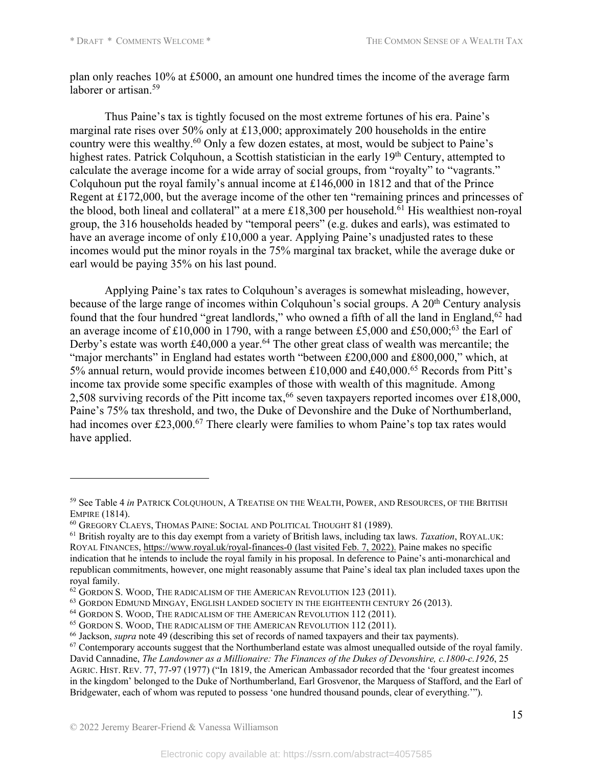plan only reaches 10% at £5000, an amount one hundred times the income of the average farm laborer or artisan.[59]

Thus Paine's tax is tightly focused on the most extreme fortunes of his era. Paine's marginal rate rises over 50% only at £13,000; approximately 200 households in the entire country were this wealthy.[60] Only a few dozen estates, at most, would be subject to Paine's highest rates. Patrick Colquhoun, a Scottish statistician in the early 19th Century, attempted to calculate the average income for a wide array of social groups, from "royalty" to "vagrants." Colquhoun put the royal family's annual income at £146,000 in 1812 and that of the Prince Regent at £172,000, but the average income of the other ten "remaining princes and princesses of the blood, both lineal and collateral" at a mere £18,300 per household.[61] His wealthiest non-royal group, the 316 households headed by "temporal peers" (e.g. dukes and earls), was estimated to have an average income of only £10,000 a year. Applying Paine's unadjusted rates to these incomes would put the minor royals in the 75% marginal tax bracket, while the average duke or earl would be paying 35% on his last pound.

Applying Paine's tax rates to Colquhoun's averages is somewhat misleading, however, because of the large range of incomes within Colquhoun's social groups. A 20th Century analysis found that the four hundred "great landlords," who owned a fifth of all the land in England,[62] had an average income of £10,000 in 1790, with a range between £5,000 and £50,000;[63] the Earl of Derby's estate was worth £40,000 a year.[64] The other great class of wealth was mercantile; the "major merchants" in England had estates worth "between £200,000 and £800,000," which, at 5% annual return, would provide incomes between £10,000 and £40,000.[65] Records from Pitt's income tax provide some specific examples of those with wealth of this magnitude. Among 2,508 surviving records of the Pitt income tax,[66] seven taxpayers reported incomes over £18,000, Paine's 75% tax threshold, and two, the Duke of Devonshire and the Duke of Northumberland, had incomes over £23,000.[67] There clearly were families to whom Paine's top tax rates would have applied.

---

[59] See Table 4 *in* PATRICK COLQUHOUN, A TREATISE ON THE WEALTH, POWER, AND RESOURCES, OF THE BRITISH EMPIRE (1814).

[60] GREGORY CLAEYS, THOMAS PAINE: SOCIAL AND POLITICAL THOUGHT 81 (1989).

[61] British royalty are to this day exempt from a variety of British laws, including tax laws. *Taxation*, ROYAL.UK: ROYAL FINANCES, https://www.royal.uk/royal-finances-0 (last visited Feb. 7, 2022). Paine makes no specific indication that he intends to include the royal family in his proposal. In deference to Paine's anti-monarchical and republican commitments, however, one might reasonably assume that Paine's ideal tax plan included taxes upon the royal family.

[62] GORDON S. WOOD, THE RADICALISM OF THE AMERICAN REVOLUTION 123 (2011).

[63] GORDON EDMUND MINGAY, ENGLISH LANDED SOCIETY IN THE EIGHTEENTH CENTURY 26 (2013).

[64] GORDON S. WOOD, THE RADICALISM OF THE AMERICAN REVOLUTION 112 (2011).

[65] GORDON S. WOOD, THE RADICALISM OF THE AMERICAN REVOLUTION 112 (2011).

[66] Jackson, *supra* note 49 (describing this set of records of named taxpayers and their tax payments).

[67] Contemporary accounts suggest that the Northumberland estate was almost unequalled outside of the royal family. David Cannadine, *The Landowner as a Millionaire: The Finances of the Dukes of Devonshire, c.1800-c.1926*, 25 AGRIC. HIST. REV. 77, 77-97 (1977) ("In 1819, the American Ambassador recorded that the 'four greatest incomes in the kingdom' belonged to the Duke of Northumberland, Earl Grosvenor, the Marquess of Stafford, and the Earl of Bridgewater, each of whom was reputed to possess 'one hundred thousand pounds, clear of everything.'").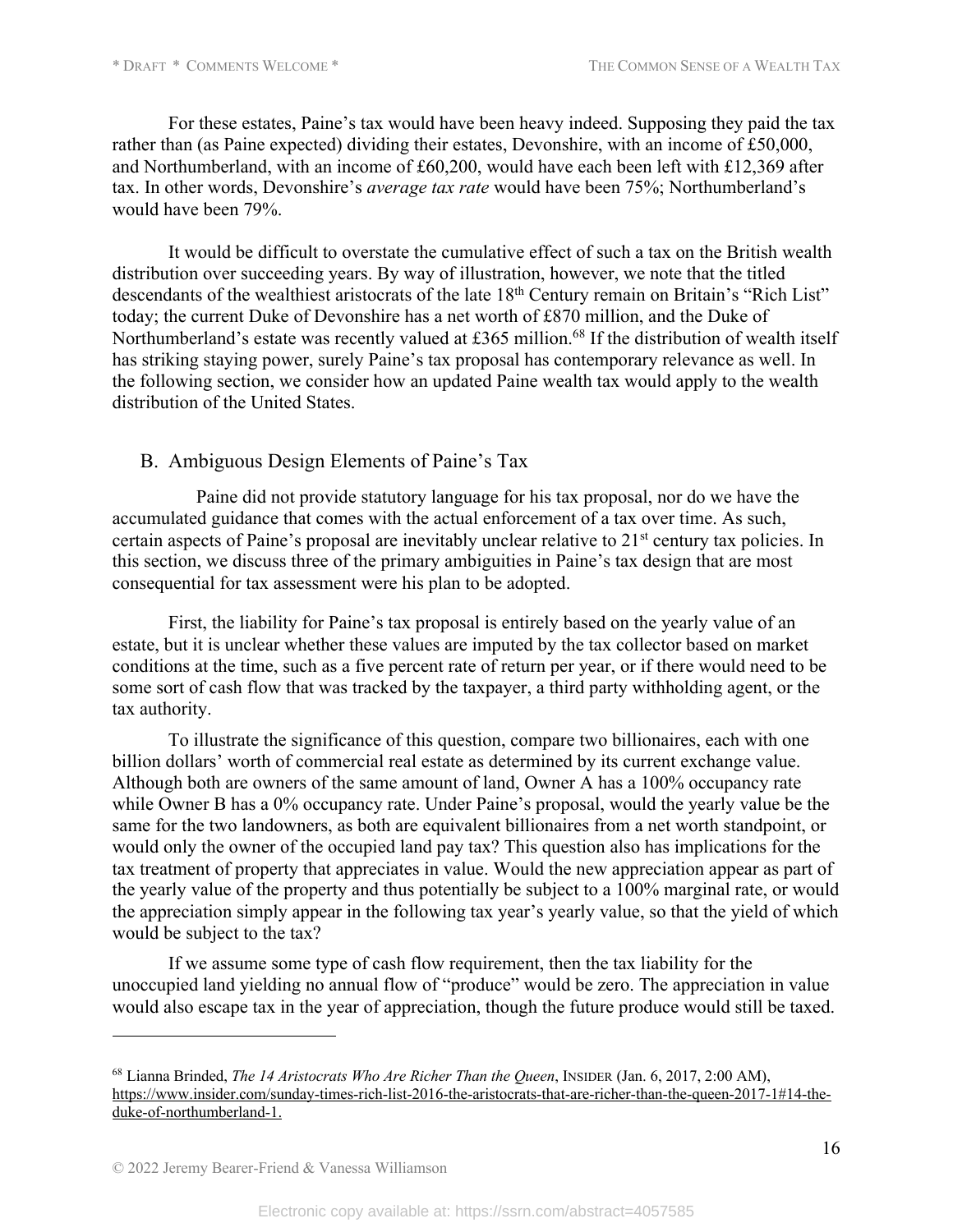For these estates, Paine's tax would have been heavy indeed. Supposing they paid the tax rather than (as Paine expected) dividing their estates, Devonshire, with an income of £50,000, and Northumberland, with an income of £60,200, would have each been left with £12,369 after tax. In other words, Devonshire's *average tax rate* would have been 75%; Northumberland's would have been 79%.

It would be difficult to overstate the cumulative effect of such a tax on the British wealth distribution over succeeding years. By way of illustration, however, we note that the titled descendants of the wealthiest aristocrats of the late 18th Century remain on Britain's "Rich List" today; the current Duke of Devonshire has a net worth of £870 million, and the Duke of Northumberland's estate was recently valued at £365 million.[68] If the distribution of wealth itself has striking staying power, surely Paine's tax proposal has contemporary relevance as well. In the following section, we consider how an updated Paine wealth tax would apply to the wealth distribution of the United States.

## B. Ambiguous Design Elements of Paine's Tax

Paine did not provide statutory language for his tax proposal, nor do we have the accumulated guidance that comes with the actual enforcement of a tax over time. As such, certain aspects of Paine's proposal are inevitably unclear relative to 21st century tax policies. In this section, we discuss three of the primary ambiguities in Paine's tax design that are most consequential for tax assessment were his plan to be adopted.

First, the liability for Paine's tax proposal is entirely based on the yearly value of an estate, but it is unclear whether these values are imputed by the tax collector based on market conditions at the time, such as a five percent rate of return per year, or if there would need to be some sort of cash flow that was tracked by the taxpayer, a third party withholding agent, or the tax authority.

To illustrate the significance of this question, compare two billionaires, each with one billion dollars' worth of commercial real estate as determined by its current exchange value. Although both are owners of the same amount of land, Owner A has a 100% occupancy rate while Owner B has a 0% occupancy rate. Under Paine's proposal, would the yearly value be the same for the two landowners, as both are equivalent billionaires from a net worth standpoint, or would only the owner of the occupied land pay tax? This question also has implications for the tax treatment of property that appreciates in value. Would the new appreciation appear as part of the yearly value of the property and thus potentially be subject to a 100% marginal rate, or would the appreciation simply appear in the following tax year's yearly value, so that the yield of which would be subject to the tax?

If we assume some type of cash flow requirement, then the tax liability for the unoccupied land yielding no annual flow of "produce" would be zero. The appreciation in value would also escape tax in the year of appreciation, though the future produce would still be taxed.

---

[68] Lianna Brinded, *The 14 Aristocrats Who Are Richer Than the Queen*, INSIDER (Jan. 6, 2017, 2:00 AM), https://www.insider.com/sunday-times-rich-list-2016-the-aristocrats-that-are-richer-than-the-queen-2017-1#14-the-duke-of-northumberland-1.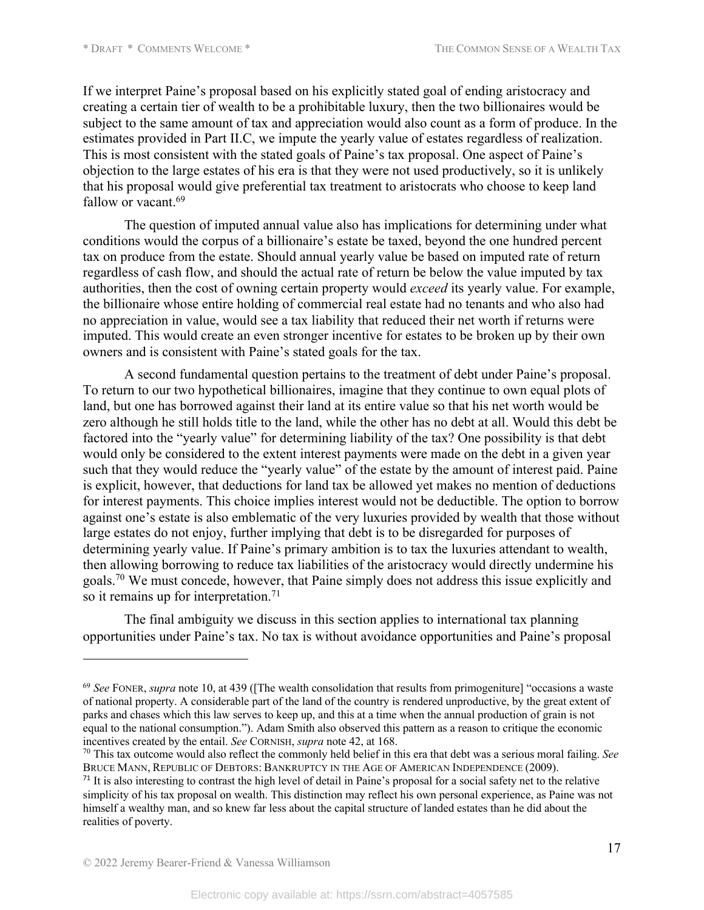If we interpret Paine's proposal based on his explicitly stated goal of ending aristocracy and creating a certain tier of wealth to be a prohibitable luxury, then the two billionaires would be subject to the same amount of tax and appreciation would also count as a form of produce. In the estimates provided in Part II.C, we impute the yearly value of estates regardless of realization. This is most consistent with the stated goals of Paine's tax proposal. One aspect of Paine's objection to the large estates of his era is that they were not used productively, so it is unlikely that his proposal would give preferential tax treatment to aristocrats who choose to keep land fallow or vacant.[69]

The question of imputed annual value also has implications for determining under what conditions would the corpus of a billionaire's estate be taxed, beyond the one hundred percent tax on produce from the estate. Should annual yearly value be based on imputed rate of return regardless of cash flow, and should the actual rate of return be below the value imputed by tax authorities, then the cost of owning certain property would *exceed* its yearly value. For example, the billionaire whose entire holding of commercial real estate had no tenants and who also had no appreciation in value, would see a tax liability that reduced their net worth if returns were imputed. This would create an even stronger incentive for estates to be broken up by their own owners and is consistent with Paine's stated goals for the tax.

A second fundamental question pertains to the treatment of debt under Paine's proposal. To return to our two hypothetical billionaires, imagine that they continue to own equal plots of land, but one has borrowed against their land at its entire value so that his net worth would be zero although he still holds title to the land, while the other has no debt at all. Would this debt be factored into the "yearly value" for determining liability of the tax? One possibility is that debt would only be considered to the extent interest payments were made on the debt in a given year such that they would reduce the "yearly value" of the estate by the amount of interest paid. Paine is explicit, however, that deductions for land tax be allowed yet makes no mention of deductions for interest payments. This choice implies interest would not be deductible. The option to borrow against one's estate is also emblematic of the very luxuries provided by wealth that those without large estates do not enjoy, further implying that debt is to be disregarded for purposes of determining yearly value. If Paine's primary ambition is to tax the luxuries attendant to wealth, then allowing borrowing to reduce tax liabilities of the aristocracy would directly undermine his goals.[70] We must concede, however, that Paine simply does not address this issue explicitly and so it remains up for interpretation.[71]

The final ambiguity we discuss in this section applies to international tax planning opportunities under Paine's tax. No tax is without avoidance opportunities and Paine's proposal

---

[69] *See* FONER, *supra* note 10, at 439 ([The wealth consolidation that results from primogeniture] "occasions a waste of national property. A considerable part of the land of the country is rendered unproductive, by the great extent of parks and chases which this law serves to keep up, and this at a time when the annual production of grain is not equal to the national consumption."). Adam Smith also observed this pattern as a reason to critique the economic incentives created by the entail. *See* CORNISH, *supra* note 42, at 168.

[70] This tax outcome would also reflect the commonly held belief in this era that debt was a serious moral failing. *See* BRUCE MANN, REPUBLIC OF DEBTORS: BANKRUPTCY IN THE AGE OF AMERICAN INDEPENDENCE (2009).

[71] It is also interesting to contrast the high level of detail in Paine's proposal for a social safety net to the relative simplicity of his tax proposal on wealth. This distinction may reflect his own personal experience, as Paine was not himself a wealthy man, and so knew far less about the capital structure of landed estates than he did about the realities of poverty.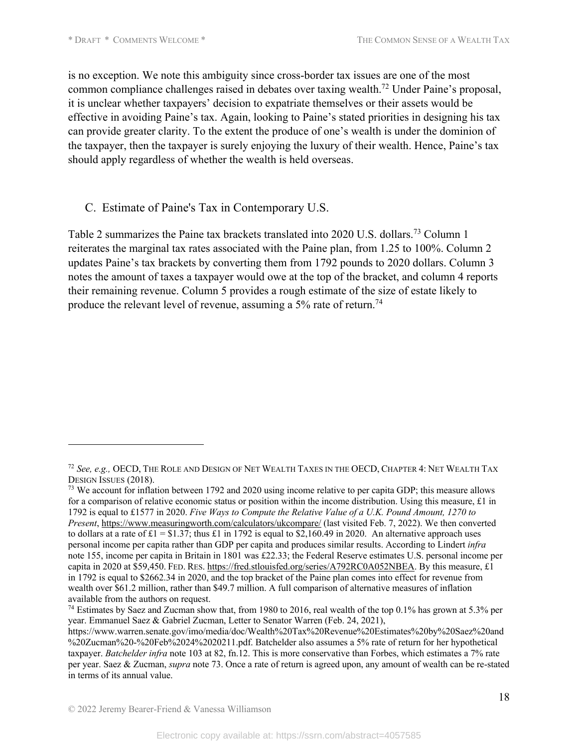is no exception. We note this ambiguity since cross-border tax issues are one of the most common compliance challenges raised in debates over taxing wealth.[72] Under Paine's proposal, it is unclear whether taxpayers' decision to expatriate themselves or their assets would be effective in avoiding Paine's tax. Again, looking to Paine's stated priorities in designing his tax can provide greater clarity. To the extent the produce of one's wealth is under the dominion of the taxpayer, then the taxpayer is surely enjoying the luxury of their wealth. Hence, Paine's tax should apply regardless of whether the wealth is held overseas.

### C. Estimate of Paine's Tax in Contemporary U.S.

Table 2 summarizes the Paine tax brackets translated into 2020 U.S. dollars.[73] Column 1 reiterates the marginal tax rates associated with the Paine plan, from 1.25 to 100%. Column 2 updates Paine's tax brackets by converting them from 1792 pounds to 2020 dollars. Column 3 notes the amount of taxes a taxpayer would owe at the top of the bracket, and column 4 reports their remaining revenue. Column 5 provides a rough estimate of the size of estate likely to produce the relevant level of revenue, assuming a 5% rate of return.[74]

---

[72] *See, e.g.,* OECD, THE ROLE AND DESIGN OF NET WEALTH TAXES IN THE OECD, CHAPTER 4: NET WEALTH TAX DESIGN ISSUES (2018).

[73] We account for inflation between 1792 and 2020 using income relative to per capita GDP; this measure allows for a comparison of relative economic status or position within the income distribution. Using this measure, £1 in 1792 is equal to £1577 in 2020. *Five Ways to Compute the Relative Value of a U.K. Pound Amount, 1270 to Present*, https://www.measuringworth.com/calculators/ukcompare/ (last visited Feb. 7, 2022). We then converted to dollars at a rate of £1 = $1.37; thus £1 in 1792 is equal to $2,160.49 in 2020. An alternative approach uses personal income per capita rather than GDP per capita and produces similar results. According to Lindert *infra* note 155, income per capita in Britain in 1801 was £22.33; the Federal Reserve estimates U.S. personal income per capita in 2020 at $59,450. FED. RES. https://fred.stlouisfed.org/series/A792RC0A052NBEA. By this measure, £1 in 1792 is equal to $2662.34 in 2020, and the top bracket of the Paine plan comes into effect for revenue from wealth over $61.2 million, rather than $49.7 million. A full comparison of alternative measures of inflation available from the authors on request.

[74] Estimates by Saez and Zucman show that, from 1980 to 2016, real wealth of the top 0.1% has grown at 5.3% per year. Emmanuel Saez & Gabriel Zucman, Letter to Senator Warren (Feb. 24, 2021), https://www.warren.senate.gov/imo/media/doc/Wealth%20Tax%20Revenue%20Estimates%20by%20Saez%20and%20Zucman%20-%20Feb%2024%202021l.pdf. Batchelder also assumes a 5% rate of return for her hypothetical taxpayer. *Batchelder infra* note 103 at 82, fn.12. This is more conservative than Forbes, which estimates a 7% rate per year. Saez & Zucman, *supra* note 73. Once a rate of return is agreed upon, any amount of wealth can be re-stated in terms of its annual value.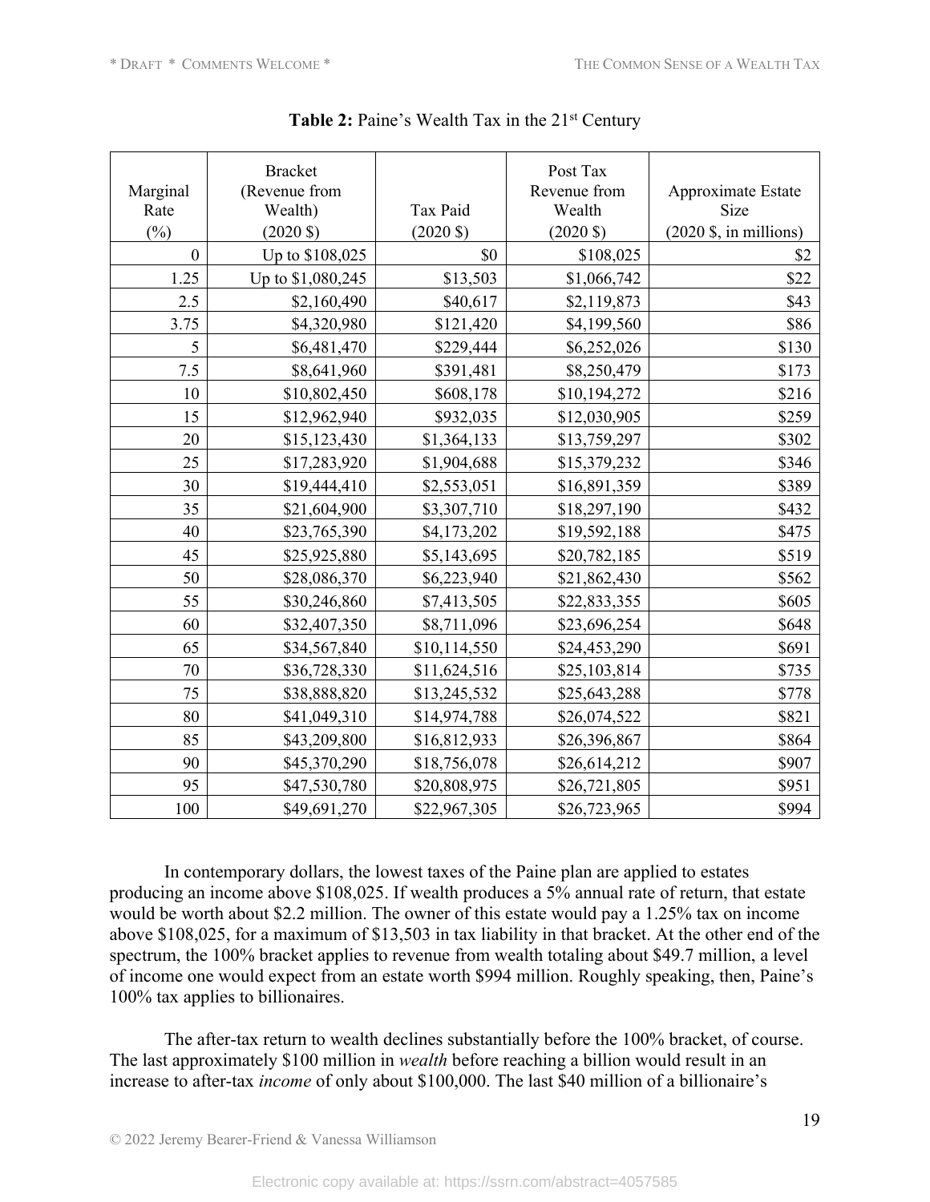**Table 2:** Paine's Wealth Tax in the 21[st] Century

| Marginal Rate (%) | Bracket (Revenue from Wealth) (2020 $) | Tax Paid (2020 $) | Post Tax Revenue from Wealth (2020 $) | Approximate Estate Size (2020 $, in millions) |
|---|---|---|---|---|
| 0 | Up to $108,025 | $0 | $108,025 | $2 |
| 1.25 | Up to $1,080,245 | $13,503 | $1,066,742 | $22 |
| 2.5 | $2,160,490 | $40,617 | $2,119,873 | $43 |
| 3.75 | $4,320,980 | $121,420 | $4,199,560 | $86 |
| 5 | $6,481,470 | $229,444 | $6,252,026 | $130 |
| 7.5 | $8,641,960 | $391,481 | $8,250,479 | $173 |
| 10 | $10,802,450 | $608,178 | $10,194,272 | $216 |
| 15 | $12,962,940 | $932,035 | $12,030,905 | $259 |
| 20 | $15,123,430 | $1,364,133 | $13,759,297 | $302 |
| 25 | $17,283,920 | $1,904,688 | $15,379,232 | $346 |
| 30 | $19,444,410 | $2,553,051 | $16,891,359 | $389 |
| 35 | $21,604,900 | $3,307,710 | $18,297,190 | $432 |
| 40 | $23,765,390 | $4,173,202 | $19,592,188 | $475 |
| 45 | $25,925,880 | $5,143,695 | $20,782,185 | $519 |
| 50 | $28,086,370 | $6,223,940 | $21,862,430 | $562 |
| 55 | $30,246,860 | $7,413,505 | $22,833,355 | $605 |
| 60 | $32,407,350 | $8,711,096 | $23,696,254 | $648 |
| 65 | $34,567,840 | $10,114,550 | $24,453,290 | $691 |
| 70 | $36,728,330 | $11,624,516 | $25,103,814 | $735 |
| 75 | $38,888,820 | $13,245,532 | $25,643,288 | $778 |
| 80 | $41,049,310 | $14,974,788 | $26,074,522 | $821 |
| 85 | $43,209,800 | $16,812,933 | $26,396,867 | $864 |
| 90 | $45,370,290 | $18,756,078 | $26,614,212 | $907 |
| 95 | $47,530,780 | $20,808,975 | $26,721,805 | $951 |
| 100 | $49,691,270 | $22,967,305 | $26,723,965 | $994 |

In contemporary dollars, the lowest taxes of the Paine plan are applied to estates producing an income above $108,025. If wealth produces a 5% annual rate of return, that estate would be worth about $2.2 million. The owner of this estate would pay a 1.25% tax on income above $108,025, for a maximum of $13,503 in tax liability in that bracket. At the other end of the spectrum, the 100% bracket applies to revenue from wealth totaling about $49.7 million, a level of income one would expect from an estate worth $994 million. Roughly speaking, then, Paine's 100% tax applies to billionaires.

The after-tax return to wealth declines substantially before the 100% bracket, of course. The last approximately $100 million in *wealth* before reaching a billion would result in an increase to after-tax *income* of only about $100,000. The last $40 million of a billionaire's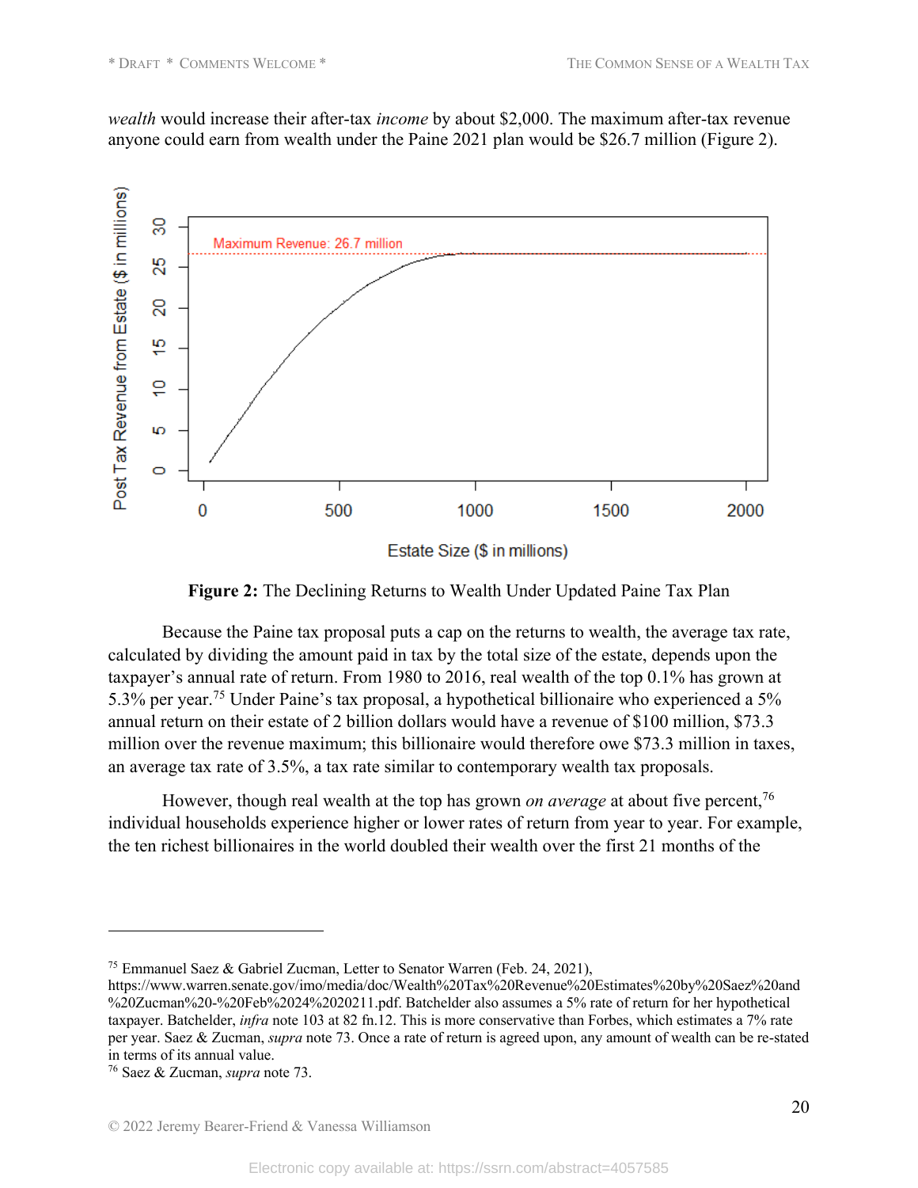*wealth* would increase their after-tax *income* by about $2,000. The maximum after-tax revenue anyone could earn from wealth under the Paine 2021 plan would be $26.7 million (Figure 2).

**Figure 2:** The Declining Returns to Wealth Under Updated Paine Tax Plan

Because the Paine tax proposal puts a cap on the returns to wealth, the average tax rate, calculated by dividing the amount paid in tax by the total size of the estate, depends upon the taxpayer's annual rate of return. From 1980 to 2016, real wealth of the top 0.1% has grown at 5.3% per year.[75] Under Paine's tax proposal, a hypothetical billionaire who experienced a 5% annual return on their estate of 2 billion dollars would have a revenue of $100 million, $73.3 million over the revenue maximum; this billionaire would therefore owe $73.3 million in taxes, an average tax rate of 3.5%, a tax rate similar to contemporary wealth tax proposals.

However, though real wealth at the top has grown *on average* at about five percent,[76] individual households experience higher or lower rates of return from year to year. For example, the ten richest billionaires in the world doubled their wealth over the first 21 months of the

---

[75] Emmanuel Saez & Gabriel Zucman, Letter to Senator Warren (Feb. 24, 2021), https://www.warren.senate.gov/imo/media/doc/Wealth%20Tax%20Revenue%20Estimates%20by%20Saez%20and%20Zucman%20-%20Feb%2024%202021 1.pdf. Batchelder also assumes a 5% rate of return for her hypothetical taxpayer. Batchelder, *infra* note 103 at 82 fn.12. This is more conservative than Forbes, which estimates a 7% rate per year. Saez & Zucman, *supra* note 73. Once a rate of return is agreed upon, any amount of wealth can be re-stated in terms of its annual value.

[76] Saez & Zucman, *supra* note 73.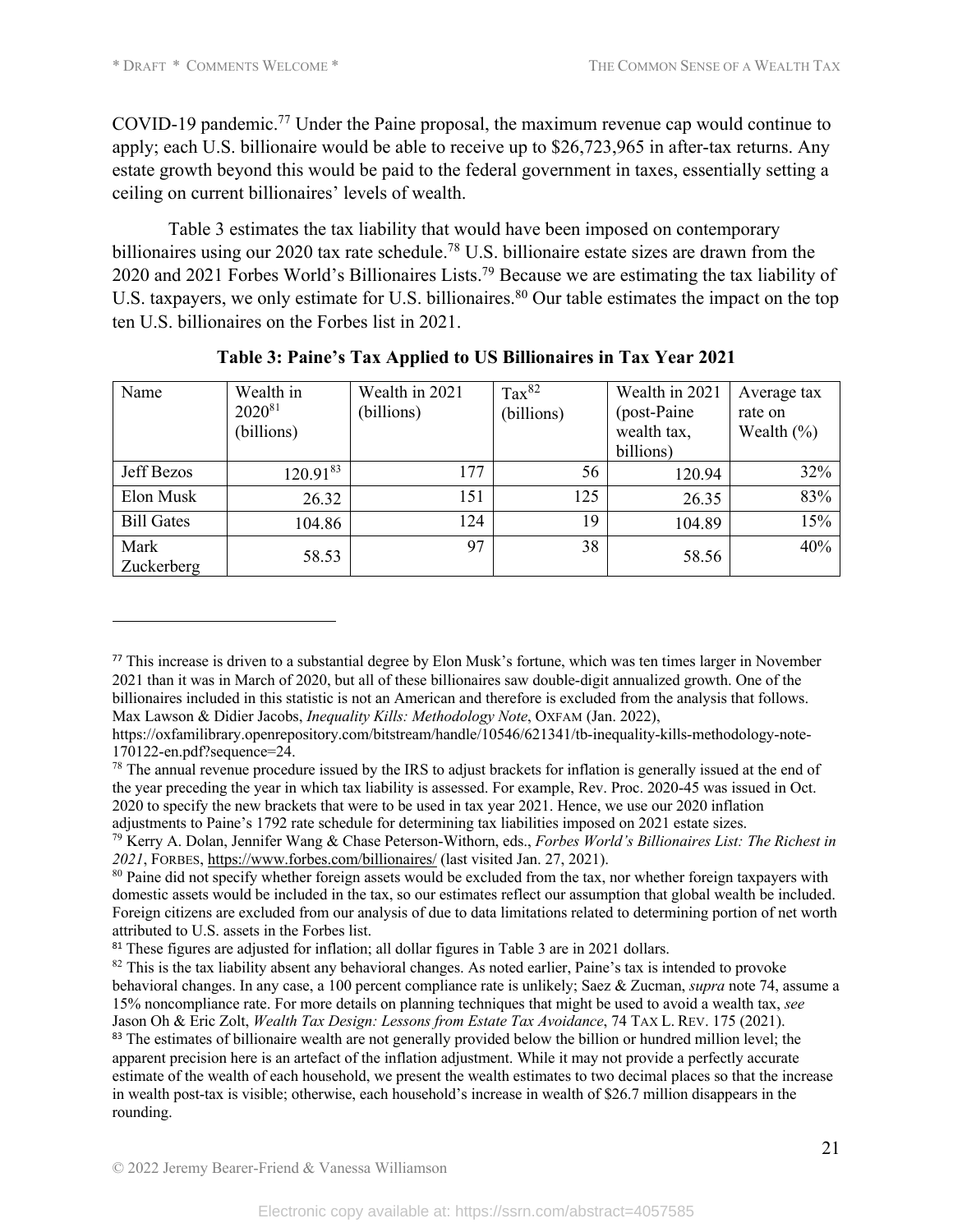COVID-19 pandemic.[77] Under the Paine proposal, the maximum revenue cap would continue to apply; each U.S. billionaire would be able to receive up to $26,723,965 in after-tax returns. Any estate growth beyond this would be paid to the federal government in taxes, essentially setting a ceiling on current billionaires' levels of wealth.

Table 3 estimates the tax liability that would have been imposed on contemporary billionaires using our 2020 tax rate schedule.[78] U.S. billionaire estate sizes are drawn from the 2020 and 2021 Forbes World's Billionaires Lists.[79] Because we are estimating the tax liability of U.S. taxpayers, we only estimate for U.S. billionaires.[80] Our table estimates the impact on the top ten U.S. billionaires on the Forbes list in 2021.

**Table 3: Paine's Tax Applied to US Billionaires in Tax Year 2021**

| Name | Wealth in 2020[81] (billions) | Wealth in 2021 (billions) | Tax[82] (billions) | Wealth in 2021 (post-Paine wealth tax, billions) | Average tax rate on Wealth (%) |
|---|---|---|---|---|---|
| Jeff Bezos | 120.91[83] | 177 | 56 | 120.94 | 32% |
| Elon Musk | 26.32 | 151 | 125 | 26.35 | 83% |
| Bill Gates | 104.86 | 124 | 19 | 104.89 | 15% |
| Mark Zuckerberg | 58.53 | 97 | 38 | 58.56 | 40% |

---

[77] This increase is driven to a substantial degree by Elon Musk's fortune, which was ten times larger in November 2021 than it was in March of 2020, but all of these billionaires saw double-digit annualized growth. One of the billionaires included in this statistic is not an American and therefore is excluded from the analysis that follows. Max Lawson & Didier Jacobs, *Inequality Kills: Methodology Note*, OXFAM (Jan. 2022), https://oxfamilibrary.openrepository.com/bitstream/handle/10546/621341/tb-inequality-kills-methodology-note-170122-en.pdf?sequence=24.

[78] The annual revenue procedure issued by the IRS to adjust brackets for inflation is generally issued at the end of the year preceding the year in which tax liability is assessed. For example, Rev. Proc. 2020-45 was issued in Oct. 2020 to specify the new brackets that were to be used in tax year 2021. Hence, we use our 2020 inflation adjustments to Paine's 1792 rate schedule for determining tax liabilities imposed on 2021 estate sizes.

[79] Kerry A. Dolan, Jennifer Wang & Chase Peterson-Withorn, eds., *Forbes World's Billionaires List: The Richest in 2021*, FORBES, https://www.forbes.com/billionaires/ (last visited Jan. 27, 2021).

[80] Paine did not specify whether foreign assets would be excluded from the tax, nor whether foreign taxpayers with domestic assets would be included in the tax, so our estimates reflect our assumption that global wealth be included. Foreign citizens are excluded from our analysis of due to data limitations related to determining portion of net worth attributed to U.S. assets in the Forbes list.

[81] These figures are adjusted for inflation; all dollar figures in Table 3 are in 2021 dollars.

[82] This is the tax liability absent any behavioral changes. As noted earlier, Paine's tax is intended to provoke behavioral changes. In any case, a 100 percent compliance rate is unlikely; Saez & Zucman, *supra* note 74, assume a 15% noncompliance rate. For more details on planning techniques that might be used to avoid a wealth tax, *see* Jason Oh & Eric Zolt, *Wealth Tax Design: Lessons from Estate Tax Avoidance*, 74 TAX L. REV. 175 (2021).

[83] The estimates of billionaire wealth are not generally provided below the billion or hundred million level; the apparent precision here is an artefact of the inflation adjustment. While it may not provide a perfectly accurate estimate of the wealth of each household, we present the wealth estimates to two decimal places so that the increase in wealth post-tax is visible; otherwise, each household's increase in wealth of $26.7 million disappears in the rounding.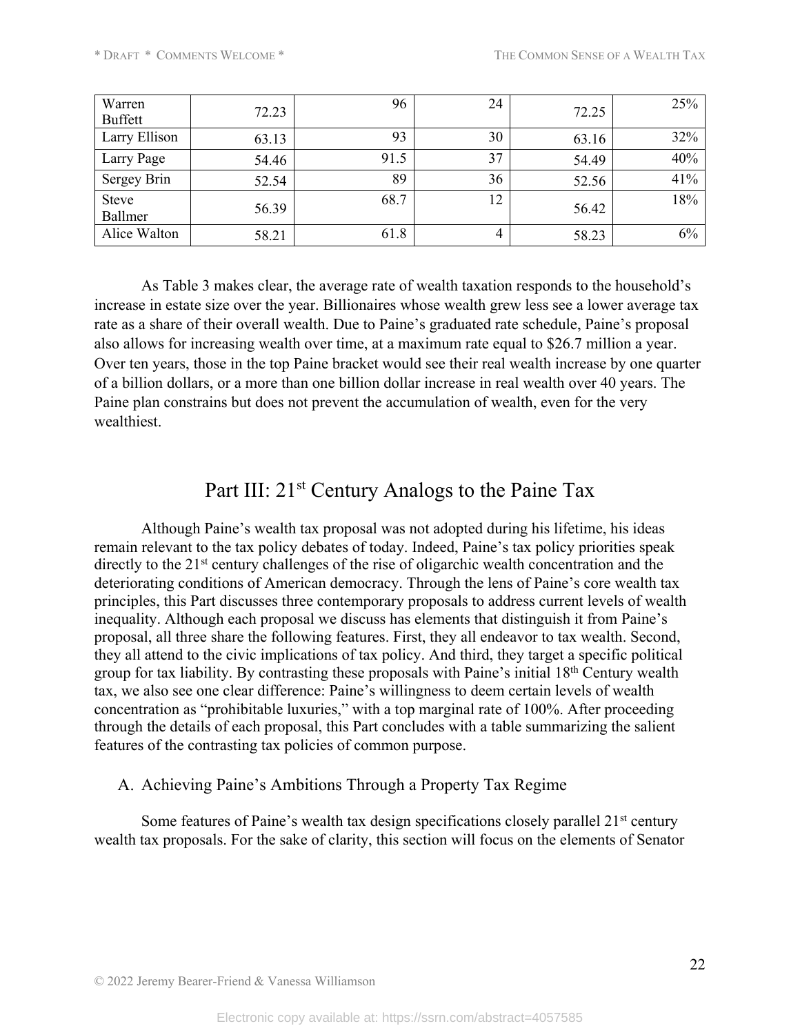| Warren Buffett | 72.23 | 96 | 24 | 72.25 | 25% |
|---|---|---|---|---|---|
| Larry Ellison | 63.13 | 93 | 30 | 63.16 | 32% |
| Larry Page | 54.46 | 91.5 | 37 | 54.49 | 40% |
| Sergey Brin | 52.54 | 89 | 36 | 52.56 | 41% |
| Steve Ballmer | 56.39 | 68.7 | 12 | 56.42 | 18% |
| Alice Walton | 58.21 | 61.8 | 4 | 58.23 | 6% |

As Table 3 makes clear, the average rate of wealth taxation responds to the household's increase in estate size over the year. Billionaires whose wealth grew less see a lower average tax rate as a share of their overall wealth. Due to Paine's graduated rate schedule, Paine's proposal also allows for increasing wealth over time, at a maximum rate equal to $26.7 million a year. Over ten years, those in the top Paine bracket would see their real wealth increase by one quarter of a billion dollars, or a more than one billion dollar increase in real wealth over 40 years. The Paine plan constrains but does not prevent the accumulation of wealth, even for the very wealthiest.

## Part III: 21st Century Analogs to the Paine Tax

Although Paine's wealth tax proposal was not adopted during his lifetime, his ideas remain relevant to the tax policy debates of today. Indeed, Paine's tax policy priorities speak directly to the 21st century challenges of the rise of oligarchic wealth concentration and the deteriorating conditions of American democracy. Through the lens of Paine's core wealth tax principles, this Part discusses three contemporary proposals to address current levels of wealth inequality. Although each proposal we discuss has elements that distinguish it from Paine's proposal, all three share the following features. First, they all endeavor to tax wealth. Second, they all attend to the civic implications of tax policy. And third, they target a specific political group for tax liability. By contrasting these proposals with Paine's initial 18th Century wealth tax, we also see one clear difference: Paine's willingness to deem certain levels of wealth concentration as "prohibitable luxuries," with a top marginal rate of 100%. After proceeding through the details of each proposal, this Part concludes with a table summarizing the salient features of the contrasting tax policies of common purpose.

### A. Achieving Paine's Ambitions Through a Property Tax Regime

Some features of Paine's wealth tax design specifications closely parallel 21st century wealth tax proposals. For the sake of clarity, this section will focus on the elements of Senator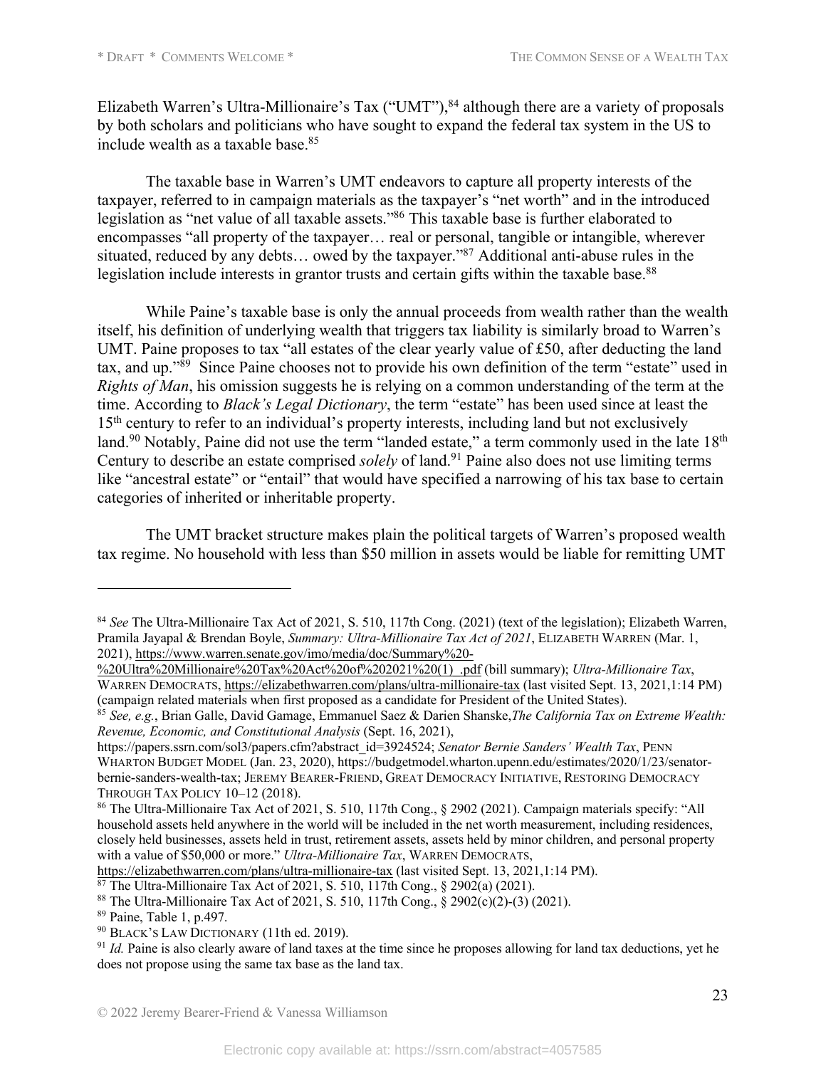Elizabeth Warren's Ultra-Millionaire's Tax ("UMT"),[84] although there are a variety of proposals by both scholars and politicians who have sought to expand the federal tax system in the US to include wealth as a taxable base.[85]

The taxable base in Warren's UMT endeavors to capture all property interests of the taxpayer, referred to in campaign materials as the taxpayer's "net worth" and in the introduced legislation as "net value of all taxable assets."[86] This taxable base is further elaborated to encompasses "all property of the taxpayer… real or personal, tangible or intangible, wherever situated, reduced by any debts… owed by the taxpayer."[87] Additional anti-abuse rules in the legislation include interests in grantor trusts and certain gifts within the taxable base.[88]

While Paine's taxable base is only the annual proceeds from wealth rather than the wealth itself, his definition of underlying wealth that triggers tax liability is similarly broad to Warren's UMT. Paine proposes to tax "all estates of the clear yearly value of £50, after deducting the land tax, and up."[89] Since Paine chooses not to provide his own definition of the term "estate" used in *Rights of Man*, his omission suggests he is relying on a common understanding of the term at the time. According to *Black's Legal Dictionary*, the term "estate" has been used since at least the 15th century to refer to an individual's property interests, including land but not exclusively land.[90] Notably, Paine did not use the term "landed estate," a term commonly used in the late 18th Century to describe an estate comprised *solely* of land.[91] Paine also does not use limiting terms like "ancestral estate" or "entail" that would have specified a narrowing of his tax base to certain categories of inherited or inheritable property.

The UMT bracket structure makes plain the political targets of Warren's proposed wealth tax regime. No household with less than $50 million in assets would be liable for remitting UMT

---

[84] *See* The Ultra-Millionaire Tax Act of 2021, S. 510, 117th Cong. (2021) (text of the legislation); Elizabeth Warren, Pramila Jayapal & Brendan Boyle, *Summary: Ultra-Millionaire Tax Act of 2021*, ELIZABETH WARREN (Mar. 1, 2021), https://www.warren.senate.gov/imo/media/doc/Summary%20-%20Ultra%20Millionaire%20Tax%20Act%20of%202021%20(1)_.pdf (bill summary); *Ultra-Millionaire Tax*, WARREN DEMOCRATS, https://elizabethwarren.com/plans/ultra-millionaire-tax (last visited Sept. 13, 2021,1:14 PM) (campaign related materials when first proposed as a candidate for President of the United States).

[85] *See, e.g.*, Brian Galle, David Gamage, Emmanuel Saez & Darien Shanske,*The California Tax on Extreme Wealth: Revenue, Economic, and Constitutional Analysis* (Sept. 16, 2021), https://papers.ssrn.com/sol3/papers.cfm?abstract_id=3924524; *Senator Bernie Sanders' Wealth Tax*, PENN WHARTON BUDGET MODEL (Jan. 23, 2020), https://budgetmodel.wharton.upenn.edu/estimates/2020/1/23/senator-bernie-sanders-wealth-tax; JEREMY BEARER-FRIEND, GREAT DEMOCRACY INITIATIVE, RESTORING DEMOCRACY THROUGH TAX POLICY 10–12 (2018).

[86] The Ultra-Millionaire Tax Act of 2021, S. 510, 117th Cong., § 2902 (2021). Campaign materials specify: "All household assets held anywhere in the world will be included in the net worth measurement, including residences, closely held businesses, assets held in trust, retirement assets, assets held by minor children, and personal property with a value of $50,000 or more." *Ultra-Millionaire Tax*, WARREN DEMOCRATS, https://elizabethwarren.com/plans/ultra-millionaire-tax (last visited Sept. 13, 2021,1:14 PM).

[87] The Ultra-Millionaire Tax Act of 2021, S. 510, 117th Cong., § 2902(a) (2021).

[88] The Ultra-Millionaire Tax Act of 2021, S. 510, 117th Cong., § 2902(c)(2)-(3) (2021).

[89] Paine, Table 1, p.497.

[90] BLACK'S LAW DICTIONARY (11th ed. 2019).

[91] *Id.* Paine is also clearly aware of land taxes at the time since he proposes allowing for land tax deductions, yet he does not propose using the same tax base as the land tax.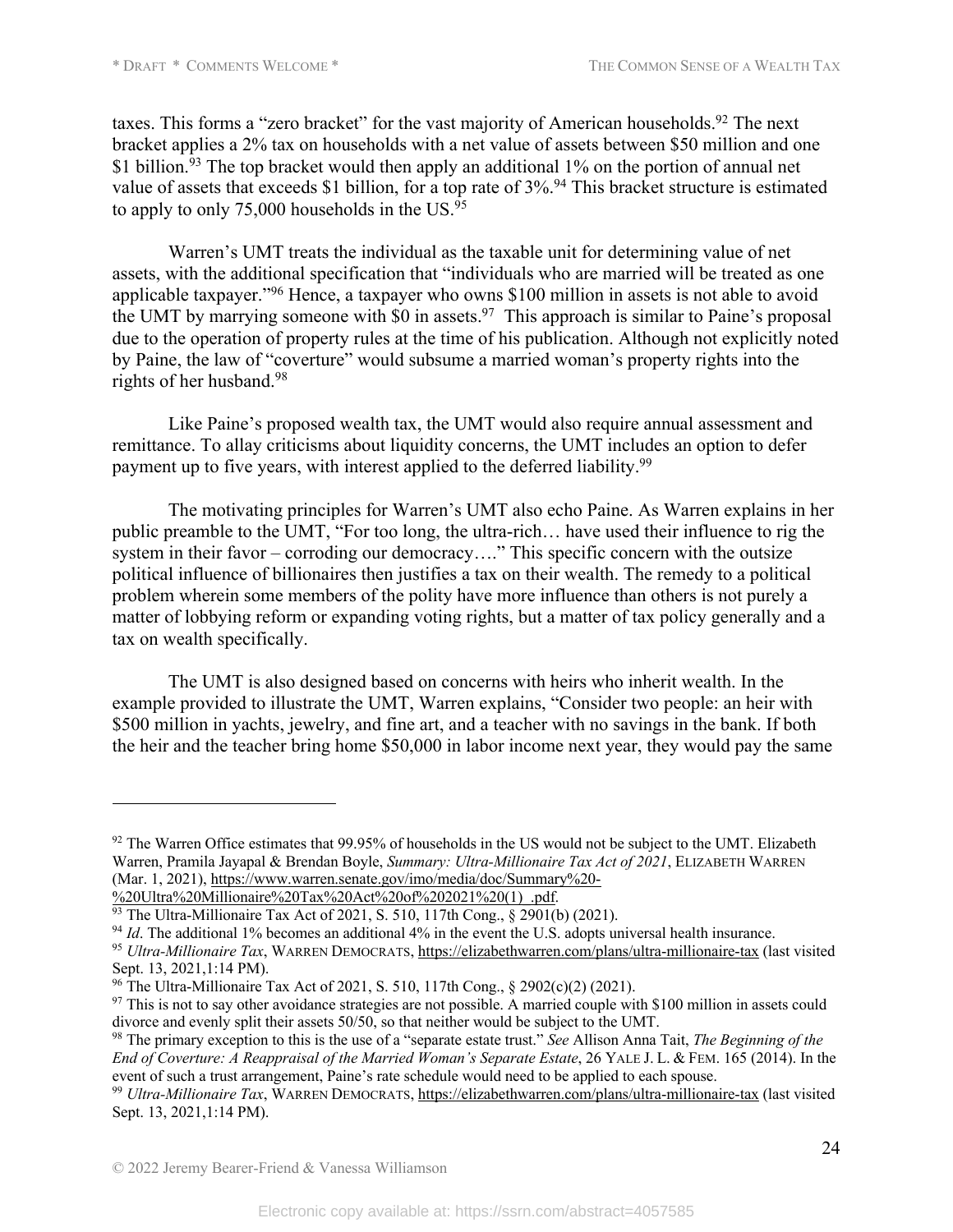taxes. This forms a "zero bracket" for the vast majority of American households.[92] The next bracket applies a 2% tax on households with a net value of assets between $50 million and one $1 billion.[93] The top bracket would then apply an additional 1% on the portion of annual net value of assets that exceeds $1 billion, for a top rate of 3%.[94] This bracket structure is estimated to apply to only 75,000 households in the US.[95]

Warren's UMT treats the individual as the taxable unit for determining value of net assets, with the additional specification that "individuals who are married will be treated as one applicable taxpayer."[96] Hence, a taxpayer who owns $100 million in assets is not able to avoid the UMT by marrying someone with $0 in assets.[97] This approach is similar to Paine's proposal due to the operation of property rules at the time of his publication. Although not explicitly noted by Paine, the law of "coverture" would subsume a married woman's property rights into the rights of her husband.[98]

Like Paine's proposed wealth tax, the UMT would also require annual assessment and remittance. To allay criticisms about liquidity concerns, the UMT includes an option to defer payment up to five years, with interest applied to the deferred liability.[99]

The motivating principles for Warren's UMT also echo Paine. As Warren explains in her public preamble to the UMT, "For too long, the ultra-rich… have used their influence to rig the system in their favor – corroding our democracy…." This specific concern with the outsize political influence of billionaires then justifies a tax on their wealth. The remedy to a political problem wherein some members of the polity have more influence than others is not purely a matter of lobbying reform or expanding voting rights, but a matter of tax policy generally and a tax on wealth specifically.

The UMT is also designed based on concerns with heirs who inherit wealth. In the example provided to illustrate the UMT, Warren explains, "Consider two people: an heir with $500 million in yachts, jewelry, and fine art, and a teacher with no savings in the bank. If both the heir and the teacher bring home $50,000 in labor income next year, they would pay the same

---

[92] The Warren Office estimates that 99.95% of households in the US would not be subject to the UMT. Elizabeth Warren, Pramila Jayapal & Brendan Boyle, *Summary: Ultra-Millionaire Tax Act of 2021*, ELIZABETH WARREN (Mar. 1, 2021), https://www.warren.senate.gov/imo/media/doc/Summary%20-%20Ultra%20Millionaire%20Tax%20Act%20of%202021%20(1)_.pdf.

[93] The Ultra-Millionaire Tax Act of 2021, S. 510, 117th Cong., § 2901(b) (2021).

[94] *Id*. The additional 1% becomes an additional 4% in the event the U.S. adopts universal health insurance.

[95] *Ultra-Millionaire Tax*, WARREN DEMOCRATS, https://elizabethwarren.com/plans/ultra-millionaire-tax (last visited Sept. 13, 2021,1:14 PM).

[96] The Ultra-Millionaire Tax Act of 2021, S. 510, 117th Cong., § 2902(c)(2) (2021).

[97] This is not to say other avoidance strategies are not possible. A married couple with $100 million in assets could divorce and evenly split their assets 50/50, so that neither would be subject to the UMT.

[98] The primary exception to this is the use of a "separate estate trust." *See* Allison Anna Tait, *The Beginning of the End of Coverture: A Reappraisal of the Married Woman's Separate Estate*, 26 YALE J. L. & FEM. 165 (2014). In the event of such a trust arrangement, Paine's rate schedule would need to be applied to each spouse.

[99] *Ultra-Millionaire Tax*, WARREN DEMOCRATS, https://elizabethwarren.com/plans/ultra-millionaire-tax (last visited Sept. 13, 2021,1:14 PM).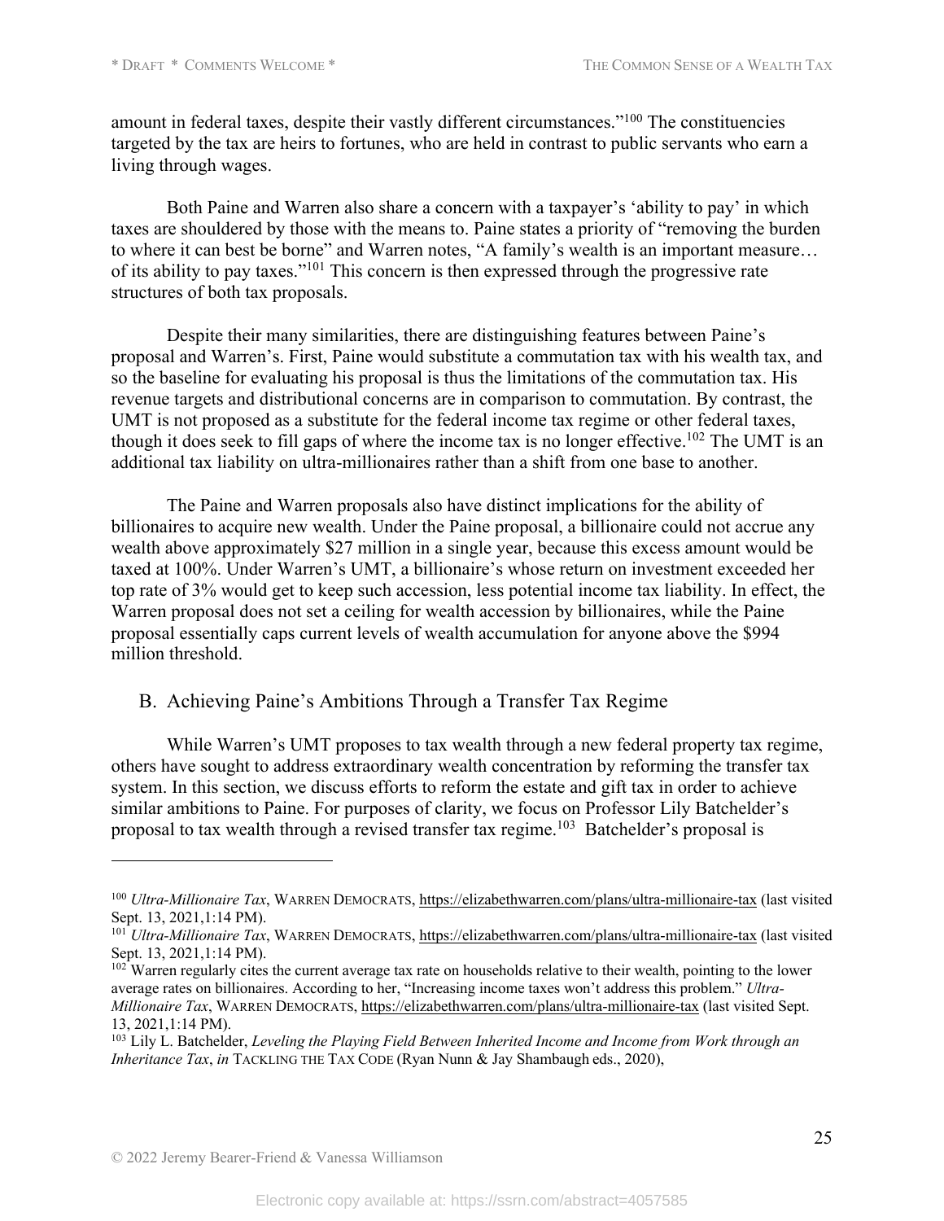amount in federal taxes, despite their vastly different circumstances."[100] The constituencies targeted by the tax are heirs to fortunes, who are held in contrast to public servants who earn a living through wages.

Both Paine and Warren also share a concern with a taxpayer's 'ability to pay' in which taxes are shouldered by those with the means to. Paine states a priority of "removing the burden to where it can best be borne" and Warren notes, "A family's wealth is an important measure… of its ability to pay taxes."[101] This concern is then expressed through the progressive rate structures of both tax proposals.

Despite their many similarities, there are distinguishing features between Paine's proposal and Warren's. First, Paine would substitute a commutation tax with his wealth tax, and so the baseline for evaluating his proposal is thus the limitations of the commutation tax. His revenue targets and distributional concerns are in comparison to commutation. By contrast, the UMT is not proposed as a substitute for the federal income tax regime or other federal taxes, though it does seek to fill gaps of where the income tax is no longer effective.[102] The UMT is an additional tax liability on ultra-millionaires rather than a shift from one base to another.

The Paine and Warren proposals also have distinct implications for the ability of billionaires to acquire new wealth. Under the Paine proposal, a billionaire could not accrue any wealth above approximately $27 million in a single year, because this excess amount would be taxed at 100%. Under Warren's UMT, a billionaire's whose return on investment exceeded her top rate of 3% would get to keep such accession, less potential income tax liability. In effect, the Warren proposal does not set a ceiling for wealth accession by billionaires, while the Paine proposal essentially caps current levels of wealth accumulation for anyone above the $994 million threshold.

## B. Achieving Paine's Ambitions Through a Transfer Tax Regime

While Warren's UMT proposes to tax wealth through a new federal property tax regime, others have sought to address extraordinary wealth concentration by reforming the transfer tax system. In this section, we discuss efforts to reform the estate and gift tax in order to achieve similar ambitions to Paine. For purposes of clarity, we focus on Professor Lily Batchelder's proposal to tax wealth through a revised transfer tax regime.[103] Batchelder's proposal is

---

[100] *Ultra-Millionaire Tax*, WARREN DEMOCRATS, https://elizabethwarren.com/plans/ultra-millionaire-tax (last visited Sept. 13, 2021,1:14 PM).

[101] *Ultra-Millionaire Tax*, WARREN DEMOCRATS, https://elizabethwarren.com/plans/ultra-millionaire-tax (last visited Sept. 13, 2021,1:14 PM).

[102] Warren regularly cites the current average tax rate on households relative to their wealth, pointing to the lower average rates on billionaires. According to her, "Increasing income taxes won't address this problem." *Ultra-Millionaire Tax*, WARREN DEMOCRATS, https://elizabethwarren.com/plans/ultra-millionaire-tax (last visited Sept. 13, 2021,1:14 PM).

[103] Lily L. Batchelder, *Leveling the Playing Field Between Inherited Income and Income from Work through an Inheritance Tax*, *in* TACKLING THE TAX CODE (Ryan Nunn & Jay Shambaugh eds., 2020),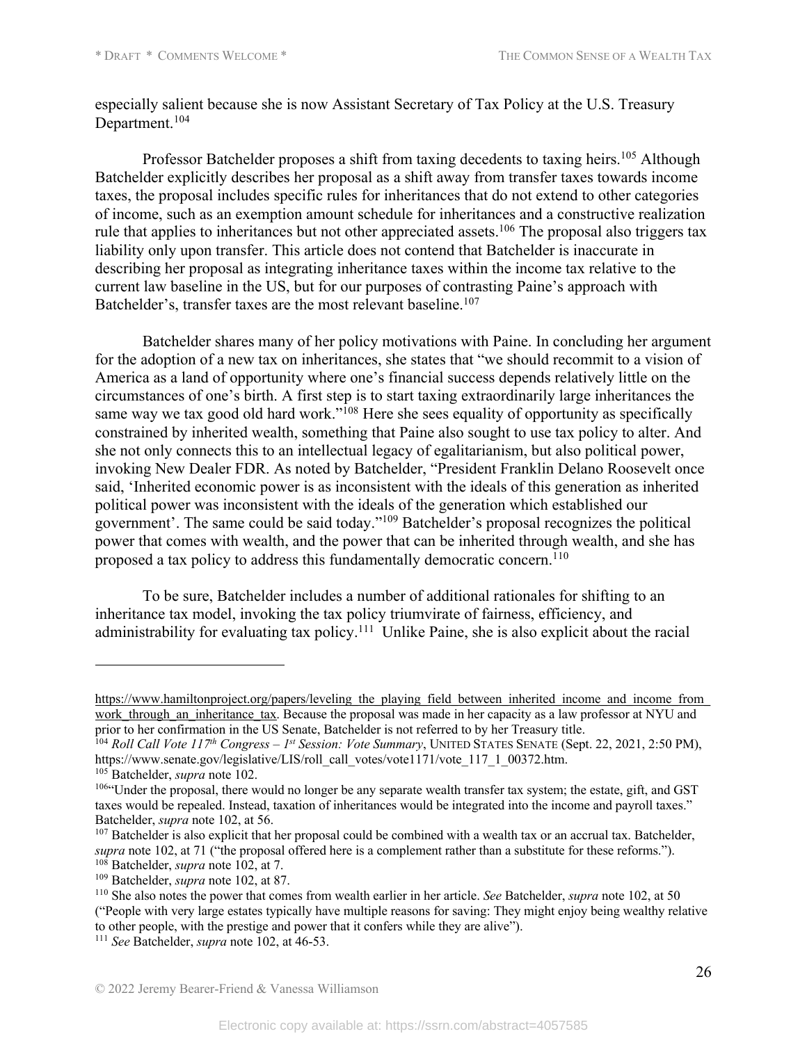especially salient because she is now Assistant Secretary of Tax Policy at the U.S. Treasury Department.[104]

Professor Batchelder proposes a shift from taxing decedents to taxing heirs.[105] Although Batchelder explicitly describes her proposal as a shift away from transfer taxes towards income taxes, the proposal includes specific rules for inheritances that do not extend to other categories of income, such as an exemption amount schedule for inheritances and a constructive realization rule that applies to inheritances but not other appreciated assets.[106] The proposal also triggers tax liability only upon transfer. This article does not contend that Batchelder is inaccurate in describing her proposal as integrating inheritance taxes within the income tax relative to the current law baseline in the US, but for our purposes of contrasting Paine's approach with Batchelder's, transfer taxes are the most relevant baseline.[107]

Batchelder shares many of her policy motivations with Paine. In concluding her argument for the adoption of a new tax on inheritances, she states that "we should recommit to a vision of America as a land of opportunity where one's financial success depends relatively little on the circumstances of one's birth. A first step is to start taxing extraordinarily large inheritances the same way we tax good old hard work."[108] Here she sees equality of opportunity as specifically constrained by inherited wealth, something that Paine also sought to use tax policy to alter. And she not only connects this to an intellectual legacy of egalitarianism, but also political power, invoking New Dealer FDR. As noted by Batchelder, "President Franklin Delano Roosevelt once said, 'Inherited economic power is as inconsistent with the ideals of this generation as inherited political power was inconsistent with the ideals of the generation which established our government'. The same could be said today."[109] Batchelder's proposal recognizes the political power that comes with wealth, and the power that can be inherited through wealth, and she has proposed a tax policy to address this fundamentally democratic concern.[110]

To be sure, Batchelder includes a number of additional rationales for shifting to an inheritance tax model, invoking the tax policy triumvirate of fairness, efficiency, and administrability for evaluating tax policy.[111] Unlike Paine, she is also explicit about the racial

---

https://www.hamiltonproject.org/papers/leveling_the_playing_field_between_inherited_income_and_income_from_work_through_an_inheritance_tax. Because the proposal was made in her capacity as a law professor at NYU and prior to her confirmation in the US Senate, Batchelder is not referred to by her Treasury title.

[104] *Roll Call Vote 117th Congress – 1st Session: Vote Summary*, UNITED STATES SENATE (Sept. 22, 2021, 2:50 PM), https://www.senate.gov/legislative/LIS/roll_call_votes/vote1171/vote_117_1_00372.htm.

[105] Batchelder, *supra* note 102.

[106] "Under the proposal, there would no longer be any separate wealth transfer tax system; the estate, gift, and GST taxes would be repealed. Instead, taxation of inheritances would be integrated into the income and payroll taxes." Batchelder, *supra* note 102, at 56.

[107] Batchelder is also explicit that her proposal could be combined with a wealth tax or an accrual tax. Batchelder, *supra* note 102, at 71 ("the proposal offered here is a complement rather than a substitute for these reforms.").

[108] Batchelder, *supra* note 102, at 7.

[109] Batchelder, *supra* note 102, at 87.

[110] She also notes the power that comes from wealth earlier in her article. *See* Batchelder, *supra* note 102, at 50 ("People with very large estates typically have multiple reasons for saving: They might enjoy being wealthy relative to other people, with the prestige and power that it confers while they are alive").

[111] *See* Batchelder, *supra* note 102, at 46-53.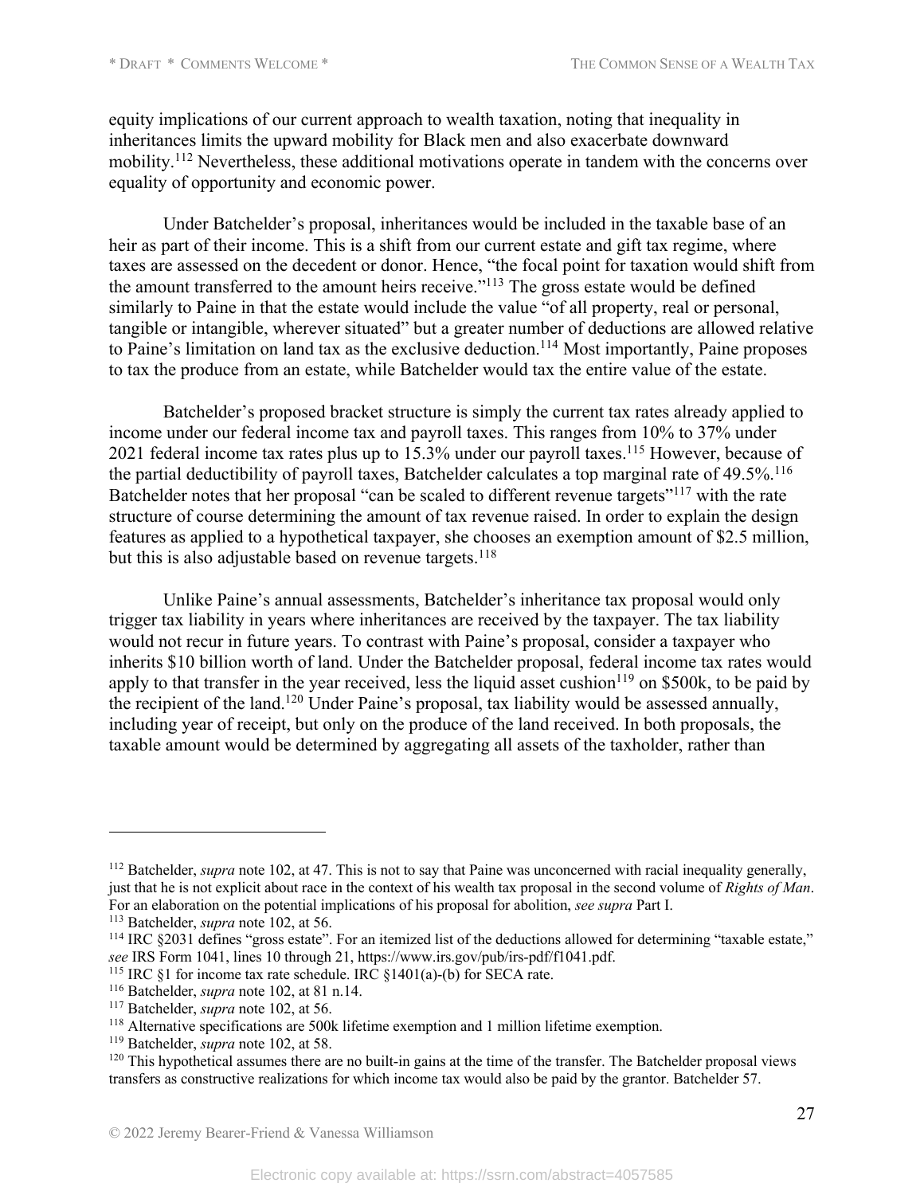equity implications of our current approach to wealth taxation, noting that inequality in inheritances limits the upward mobility for Black men and also exacerbate downward mobility.[112] Nevertheless, these additional motivations operate in tandem with the concerns over equality of opportunity and economic power.

Under Batchelder's proposal, inheritances would be included in the taxable base of an heir as part of their income. This is a shift from our current estate and gift tax regime, where taxes are assessed on the decedent or donor. Hence, "the focal point for taxation would shift from the amount transferred to the amount heirs receive."[113] The gross estate would be defined similarly to Paine in that the estate would include the value "of all property, real or personal, tangible or intangible, wherever situated" but a greater number of deductions are allowed relative to Paine's limitation on land tax as the exclusive deduction.[114] Most importantly, Paine proposes to tax the produce from an estate, while Batchelder would tax the entire value of the estate.

Batchelder's proposed bracket structure is simply the current tax rates already applied to income under our federal income tax and payroll taxes. This ranges from 10% to 37% under 2021 federal income tax rates plus up to 15.3% under our payroll taxes.[115] However, because of the partial deductibility of payroll taxes, Batchelder calculates a top marginal rate of 49.5%.[116] Batchelder notes that her proposal "can be scaled to different revenue targets"[117] with the rate structure of course determining the amount of tax revenue raised. In order to explain the design features as applied to a hypothetical taxpayer, she chooses an exemption amount of $2.5 million, but this is also adjustable based on revenue targets.[118]

Unlike Paine's annual assessments, Batchelder's inheritance tax proposal would only trigger tax liability in years where inheritances are received by the taxpayer. The tax liability would not recur in future years. To contrast with Paine's proposal, consider a taxpayer who inherits $10 billion worth of land. Under the Batchelder proposal, federal income tax rates would apply to that transfer in the year received, less the liquid asset cushion[119] on $500k, to be paid by the recipient of the land.[120] Under Paine's proposal, tax liability would be assessed annually, including year of receipt, but only on the produce of the land received. In both proposals, the taxable amount would be determined by aggregating all assets of the taxholder, rather than

---

[112] Batchelder, *supra* note 102, at 47. This is not to say that Paine was unconcerned with racial inequality generally, just that he is not explicit about race in the context of his wealth tax proposal in the second volume of *Rights of Man*. For an elaboration on the potential implications of his proposal for abolition, *see supra* Part I.

[113] Batchelder, *supra* note 102, at 56.

[114] IRC §2031 defines "gross estate". For an itemized list of the deductions allowed for determining "taxable estate," *see* IRS Form 1041, lines 10 through 21, https://www.irs.gov/pub/irs-pdf/f1041.pdf.

[115] IRC §1 for income tax rate schedule. IRC §1401(a)-(b) for SECA rate.

[116] Batchelder, *supra* note 102, at 81 n.14.

[117] Batchelder, *supra* note 102, at 56.

[118] Alternative specifications are 500k lifetime exemption and 1 million lifetime exemption.

[119] Batchelder, *supra* note 102, at 58.

[120] This hypothetical assumes there are no built-in gains at the time of the transfer. The Batchelder proposal views transfers as constructive realizations for which income tax would also be paid by the grantor. Batchelder 57.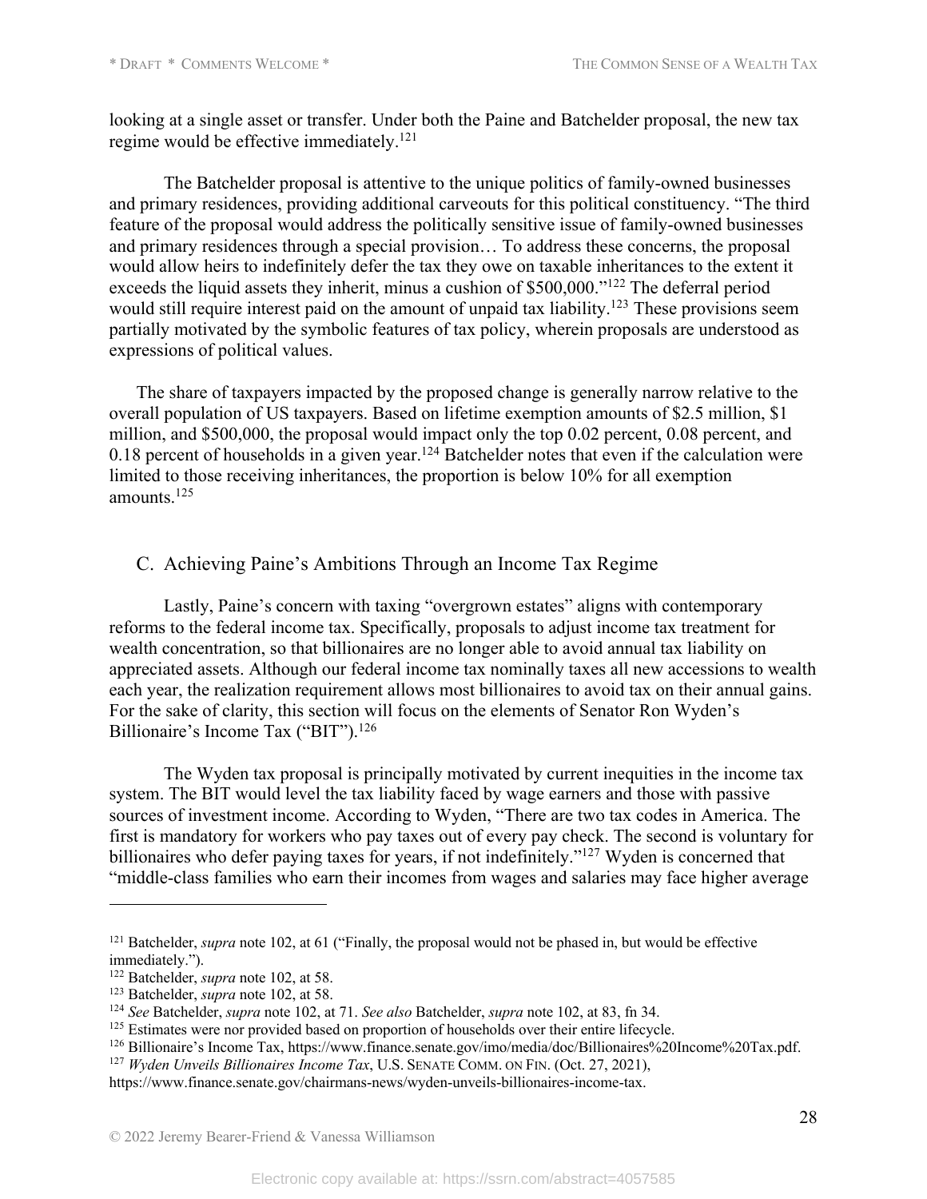looking at a single asset or transfer. Under both the Paine and Batchelder proposal, the new tax regime would be effective immediately.[121]

The Batchelder proposal is attentive to the unique politics of family-owned businesses and primary residences, providing additional carveouts for this political constituency. "The third feature of the proposal would address the politically sensitive issue of family-owned businesses and primary residences through a special provision… To address these concerns, the proposal would allow heirs to indefinitely defer the tax they owe on taxable inheritances to the extent it exceeds the liquid assets they inherit, minus a cushion of $500,000."[122] The deferral period would still require interest paid on the amount of unpaid tax liability.[123] These provisions seem partially motivated by the symbolic features of tax policy, wherein proposals are understood as expressions of political values.

The share of taxpayers impacted by the proposed change is generally narrow relative to the overall population of US taxpayers. Based on lifetime exemption amounts of $2.5 million, $1 million, and $500,000, the proposal would impact only the top 0.02 percent, 0.08 percent, and 0.18 percent of households in a given year.[124] Batchelder notes that even if the calculation were limited to those receiving inheritances, the proportion is below 10% for all exemption amounts.[125]

## C. Achieving Paine's Ambitions Through an Income Tax Regime

Lastly, Paine's concern with taxing "overgrown estates" aligns with contemporary reforms to the federal income tax. Specifically, proposals to adjust income tax treatment for wealth concentration, so that billionaires are no longer able to avoid annual tax liability on appreciated assets. Although our federal income tax nominally taxes all new accessions to wealth each year, the realization requirement allows most billionaires to avoid tax on their annual gains. For the sake of clarity, this section will focus on the elements of Senator Ron Wyden's Billionaire's Income Tax ("BIT").[126]

The Wyden tax proposal is principally motivated by current inequities in the income tax system. The BIT would level the tax liability faced by wage earners and those with passive sources of investment income. According to Wyden, "There are two tax codes in America. The first is mandatory for workers who pay taxes out of every pay check. The second is voluntary for billionaires who defer paying taxes for years, if not indefinitely."[127] Wyden is concerned that "middle-class families who earn their incomes from wages and salaries may face higher average

---

[121] Batchelder, *supra* note 102, at 61 ("Finally, the proposal would not be phased in, but would be effective immediately.").

[122] Batchelder, *supra* note 102, at 58.

[123] Batchelder, *supra* note 102, at 58.

[124] *See* Batchelder, *supra* note 102, at 71. *See also* Batchelder, *supra* note 102, at 83, fn 34.

[125] Estimates were nor provided based on proportion of households over their entire lifecycle.

[126] Billionaire's Income Tax, https://www.finance.senate.gov/imo/media/doc/Billionaires%20Income%20Tax.pdf.

[127] *Wyden Unveils Billionaires Income Tax*, U.S. SENATE COMM. ON FIN. (Oct. 27, 2021), https://www.finance.senate.gov/chairmans-news/wyden-unveils-billionaires-income-tax.

© 2022 Jeremy Bearer-Friend & Vanessa Williamson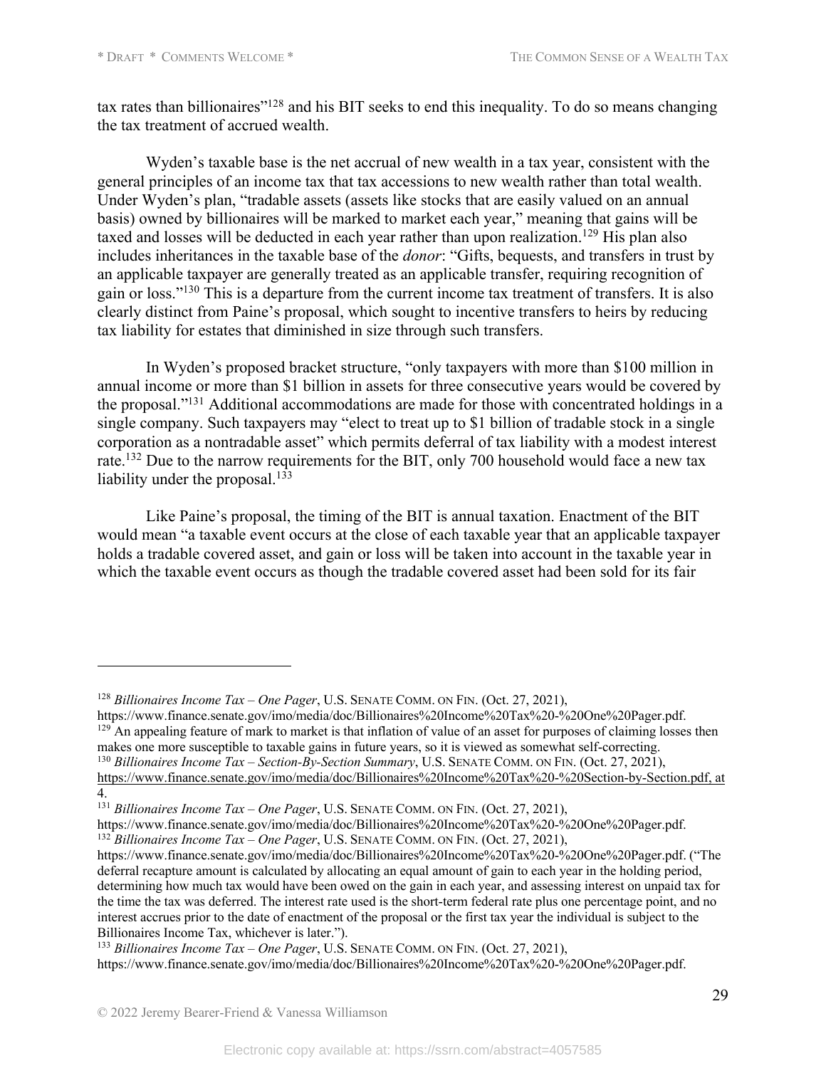tax rates than billionaires"[128] and his BIT seeks to end this inequality. To do so means changing the tax treatment of accrued wealth.

Wyden's taxable base is the net accrual of new wealth in a tax year, consistent with the general principles of an income tax that tax accessions to new wealth rather than total wealth. Under Wyden's plan, "tradable assets (assets like stocks that are easily valued on an annual basis) owned by billionaires will be marked to market each year," meaning that gains will be taxed and losses will be deducted in each year rather than upon realization.[129] His plan also includes inheritances in the taxable base of the *donor*: "Gifts, bequests, and transfers in trust by an applicable taxpayer are generally treated as an applicable transfer, requiring recognition of gain or loss."[130] This is a departure from the current income tax treatment of transfers. It is also clearly distinct from Paine's proposal, which sought to incentive transfers to heirs by reducing tax liability for estates that diminished in size through such transfers.

In Wyden's proposed bracket structure, "only taxpayers with more than $100 million in annual income or more than $1 billion in assets for three consecutive years would be covered by the proposal."[131] Additional accommodations are made for those with concentrated holdings in a single company. Such taxpayers may "elect to treat up to $1 billion of tradable stock in a single corporation as a nontradable asset" which permits deferral of tax liability with a modest interest rate.[132] Due to the narrow requirements for the BIT, only 700 household would face a new tax liability under the proposal.[133]

Like Paine's proposal, the timing of the BIT is annual taxation. Enactment of the BIT would mean "a taxable event occurs at the close of each taxable year that an applicable taxpayer holds a tradable covered asset, and gain or loss will be taken into account in the taxable year in which the taxable event occurs as though the tradable covered asset had been sold for its fair

---

[128] *Billionaires Income Tax – One Pager*, U.S. SENATE COMM. ON FIN. (Oct. 27, 2021), https://www.finance.senate.gov/imo/media/doc/Billionaires%20Income%20Tax%20-%20One%20Pager.pdf.

[129] An appealing feature of mark to market is that inflation of value of an asset for purposes of claiming losses then makes one more susceptible to taxable gains in future years, so it is viewed as somewhat self-correcting.

[130] *Billionaires Income Tax – Section-By-Section Summary*, U.S. SENATE COMM. ON FIN. (Oct. 27, 2021), https://www.finance.senate.gov/imo/media/doc/Billionaires%20Income%20Tax%20-%20Section-by-Section.pdf, at 4.

[131] *Billionaires Income Tax – One Pager*, U.S. SENATE COMM. ON FIN. (Oct. 27, 2021), https://www.finance.senate.gov/imo/media/doc/Billionaires%20Income%20Tax%20-%20One%20Pager.pdf.

[132] *Billionaires Income Tax – One Pager*, U.S. SENATE COMM. ON FIN. (Oct. 27, 2021), https://www.finance.senate.gov/imo/media/doc/Billionaires%20Income%20Tax%20-%20One%20Pager.pdf. ("The deferral recapture amount is calculated by allocating an equal amount of gain to each year in the holding period, determining how much tax would have been owed on the gain in each year, and assessing interest on unpaid tax for the time the tax was deferred. The interest rate used is the short-term federal rate plus one percentage point, and no interest accrues prior to the date of enactment of the proposal or the first tax year the individual is subject to the Billionaires Income Tax, whichever is later.").

[133] *Billionaires Income Tax – One Pager*, U.S. SENATE COMM. ON FIN. (Oct. 27, 2021), https://www.finance.senate.gov/imo/media/doc/Billionaires%20Income%20Tax%20-%20One%20Pager.pdf.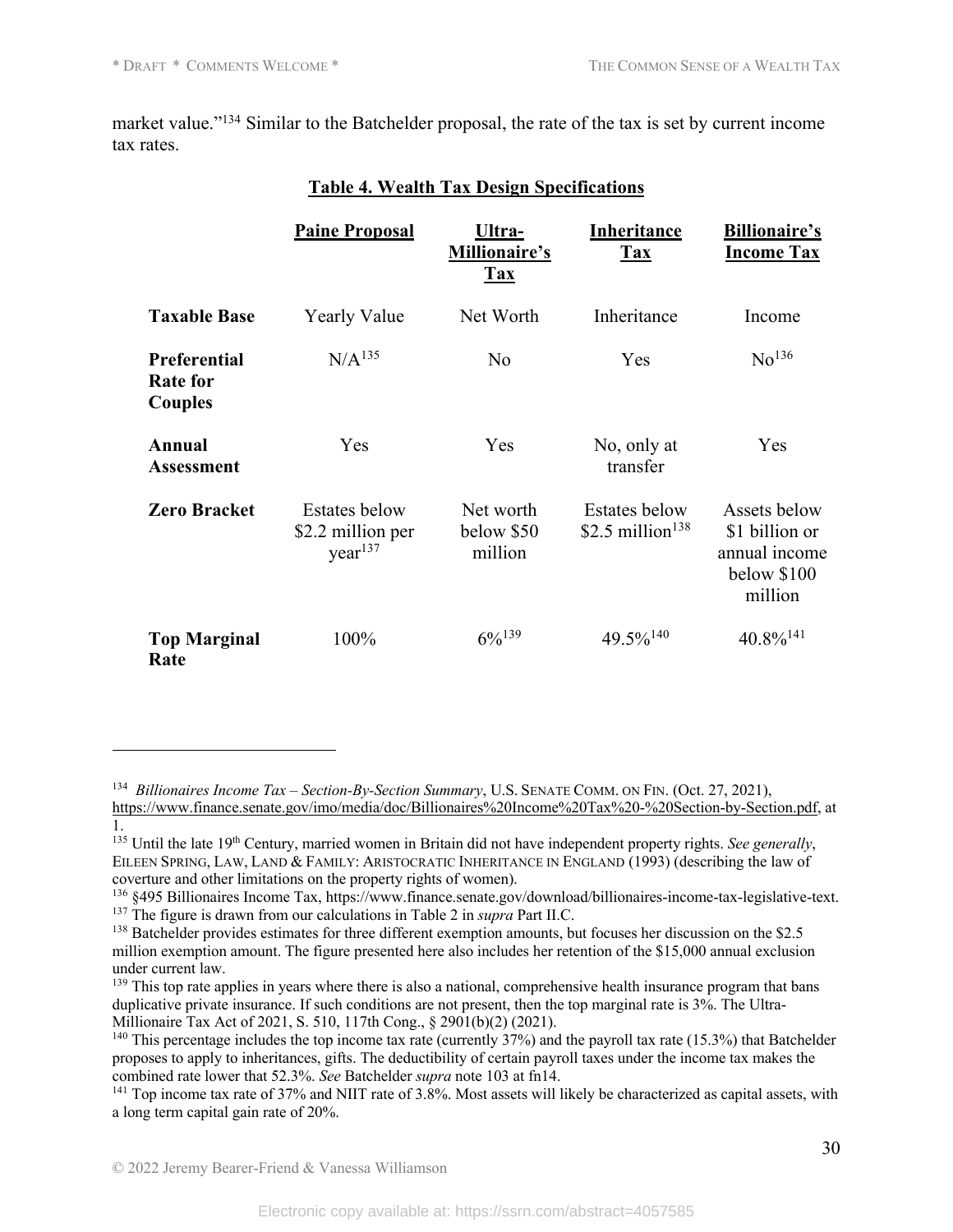market value."[134] Similar to the Batchelder proposal, the rate of the tax is set by current income tax rates.

**Table 4. Wealth Tax Design Specifications**

| | Paine Proposal | Ultra-Millionaire's Tax | Inheritance Tax | Billionaire's Income Tax |
|---|---|---|---|---|
| **Taxable Base** | Yearly Value | Net Worth | Inheritance | Income |
| **Preferential Rate for Couples** | N/A[135] | No | Yes | No[136] |
| **Annual Assessment** | Yes | Yes | No, only at transfer | Yes |
| **Zero Bracket** | Estates below $2.2 million per year[137] | Net worth below $50 million | Estates below $2.5 million[138] | Assets below $1 billion or annual income below $100 million |
| **Top Marginal Rate** | 100% | 6%[139] | 49.5%[140] | 40.8%[141] |

---

[134] *Billionaires Income Tax – Section-By-Section Summary*, U.S. SENATE COMM. ON FIN. (Oct. 27, 2021), https://www.finance.senate.gov/imo/media/doc/Billionaires%20Income%20Tax%20-%20Section-by-Section.pdf, at 1.

[135] Until the late 19th Century, married women in Britain did not have independent property rights. *See generally*, EILEEN SPRING, LAW, LAND & FAMILY: ARISTOCRATIC INHERITANCE IN ENGLAND (1993) (describing the law of coverture and other limitations on the property rights of women).

[136] §495 Billionaires Income Tax, https://www.finance.senate.gov/download/billionaires-income-tax-legislative-text.

[137] The figure is drawn from our calculations in Table 2 in *supra* Part II.C.

[138] Batchelder provides estimates for three different exemption amounts, but focuses her discussion on the $2.5 million exemption amount. The figure presented here also includes her retention of the $15,000 annual exclusion under current law.

[139] This top rate applies in years where there is also a national, comprehensive health insurance program that bans duplicative private insurance. If such conditions are not present, then the top marginal rate is 3%. The Ultra-Millionaire Tax Act of 2021, S. 510, 117th Cong., § 2901(b)(2) (2021).

[140] This percentage includes the top income tax rate (currently 37%) and the payroll tax rate (15.3%) that Batchelder proposes to apply to inheritances, gifts. The deductibility of certain payroll taxes under the income tax makes the combined rate lower that 52.3%. *See* Batchelder *supra* note 103 at fn14.

[141] Top income tax rate of 37% and NIIT rate of 3.8%. Most assets will likely be characterized as capital assets, with a long term capital gain rate of 20%.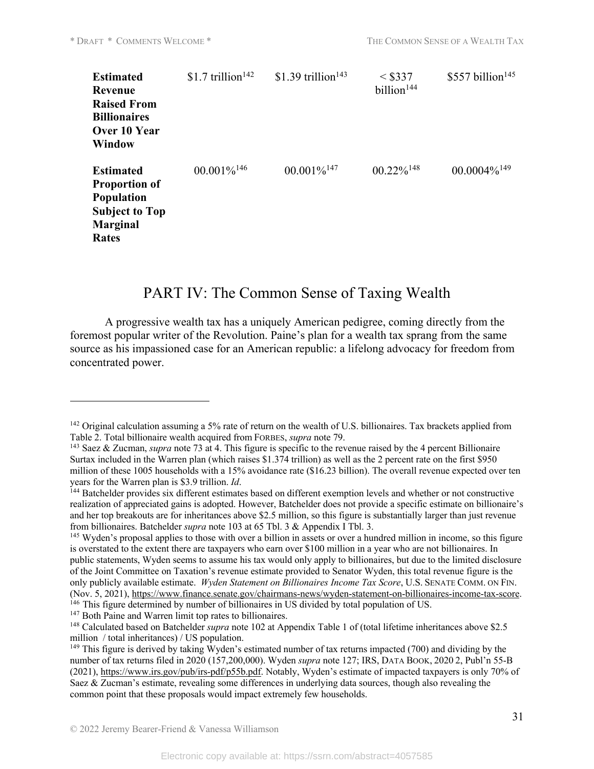| | | | | |
|---|---|---|---|---|
| **Estimated Revenue Raised From Billionaires Over 10 Year Window** | \$1.7 trillion[142] | \$1.39 trillion[143] | < \$337 billion[144] | \$557 billion[145] |
| **Estimated Proportion of Population Subject to Top Marginal Rates** | 00.001%[146] | 00.001%[147] | 00.22%[148] | 00.0004%[149] |

# PART IV: The Common Sense of Taxing Wealth

A progressive wealth tax has a uniquely American pedigree, coming directly from the foremost popular writer of the Revolution. Paine's plan for a wealth tax sprang from the same source as his impassioned case for an American republic: a lifelong advocacy for freedom from concentrated power.

---

[142] Original calculation assuming a 5% rate of return on the wealth of U.S. billionaires. Tax brackets applied from Table 2. Total billionaire wealth acquired from FORBES, *supra* note 79.

[143] Saez & Zucman, *supra* note 73 at 4. This figure is specific to the revenue raised by the 4 percent Billionaire Surtax included in the Warren plan (which raises \$1.374 trillion) as well as the 2 percent rate on the first \$950 million of these 1005 households with a 15% avoidance rate (\$16.23 billion). The overall revenue expected over ten years for the Warren plan is \$3.9 trillion. *Id*.

[144] Batchelder provides six different estimates based on different exemption levels and whether or not constructive realization of appreciated gains is adopted. However, Batchelder does not provide a specific estimate on billionaire's and her top breakouts are for inheritances above \$2.5 million, so this figure is substantially larger than just revenue from billionaires. Batchelder *supra* note 103 at 65 Tbl. 3 & Appendix I Tbl. 3.

[145] Wyden's proposal applies to those with over a billion in assets or over a hundred million in income, so this figure is overstated to the extent there are taxpayers who earn over \$100 million in a year who are not billionaires. In public statements, Wyden seems to assume his tax would only apply to billionaires, but due to the limited disclosure of the Joint Committee on Taxation's revenue estimate provided to Senator Wyden, this total revenue figure is the only publicly available estimate. *Wyden Statement on Billionaires Income Tax Score*, U.S. SENATE COMM. ON FIN. (Nov. 5, 2021), https://www.finance.senate.gov/chairmans-news/wyden-statement-on-billionaires-income-tax-score.

[146] This figure determined by number of billionaires in US divided by total population of US.

[147] Both Paine and Warren limit top rates to billionaires.

[148] Calculated based on Batchelder *supra* note 102 at Appendix Table 1 of (total lifetime inheritances above \$2.5 million / total inheritances) / US population.

[149] This figure is derived by taking Wyden's estimated number of tax returns impacted (700) and dividing by the number of tax returns filed in 2020 (157,200,000). Wyden *supra* note 127; IRS, DATA BOOK, 2020 2, Publ'n 55-B (2021), https://www.irs.gov/pub/irs-pdf/p55b.pdf. Notably, Wyden's estimate of impacted taxpayers is only 70% of Saez & Zucman's estimate, revealing some differences in underlying data sources, though also revealing the common point that these proposals would impact extremely few households.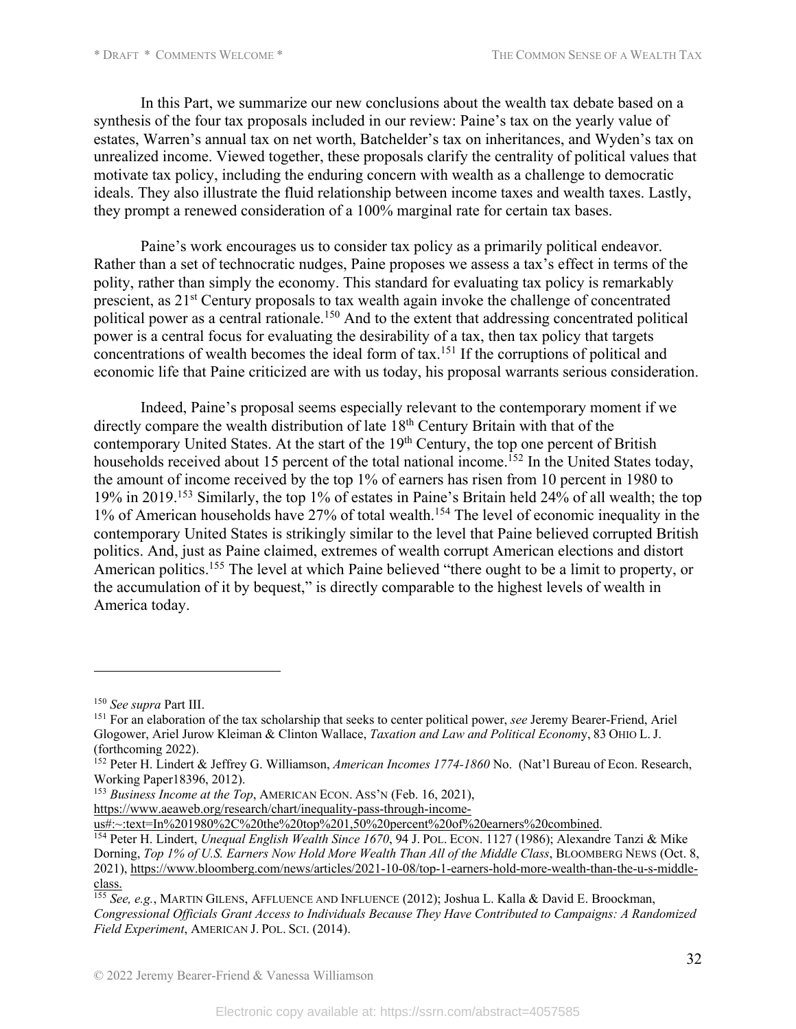In this Part, we summarize our new conclusions about the wealth tax debate based on a synthesis of the four tax proposals included in our review: Paine's tax on the yearly value of estates, Warren's annual tax on net worth, Batchelder's tax on inheritances, and Wyden's tax on unrealized income. Viewed together, these proposals clarify the centrality of political values that motivate tax policy, including the enduring concern with wealth as a challenge to democratic ideals. They also illustrate the fluid relationship between income taxes and wealth taxes. Lastly, they prompt a renewed consideration of a 100% marginal rate for certain tax bases.

Paine's work encourages us to consider tax policy as a primarily political endeavor. Rather than a set of technocratic nudges, Paine proposes we assess a tax's effect in terms of the polity, rather than simply the economy. This standard for evaluating tax policy is remarkably prescient, as 21st Century proposals to tax wealth again invoke the challenge of concentrated political power as a central rationale.[150] And to the extent that addressing concentrated political power is a central focus for evaluating the desirability of a tax, then tax policy that targets concentrations of wealth becomes the ideal form of tax.[151] If the corruptions of political and economic life that Paine criticized are with us today, his proposal warrants serious consideration.

Indeed, Paine's proposal seems especially relevant to the contemporary moment if we directly compare the wealth distribution of late 18th Century Britain with that of the contemporary United States. At the start of the 19th Century, the top one percent of British households received about 15 percent of the total national income.[152] In the United States today, the amount of income received by the top 1% of earners has risen from 10 percent in 1980 to 19% in 2019.[153] Similarly, the top 1% of estates in Paine's Britain held 24% of all wealth; the top 1% of American households have 27% of total wealth.[154] The level of economic inequality in the contemporary United States is strikingly similar to the level that Paine believed corrupted British politics. And, just as Paine claimed, extremes of wealth corrupt American elections and distort American politics.[155] The level at which Paine believed "there ought to be a limit to property, or the accumulation of it by bequest," is directly comparable to the highest levels of wealth in America today.

---

[150] *See supra* Part III.

[151] For an elaboration of the tax scholarship that seeks to center political power, *see* Jeremy Bearer-Friend, Ariel Glogower, Ariel Jurow Kleiman & Clinton Wallace, *Taxation and Law and Political Economy*, 83 OHIO L. J. (forthcoming 2022).

[152] Peter H. Lindert & Jeffrey G. Williamson, *American Incomes 1774-1860* No. (Nat'l Bureau of Econ. Research, Working Paper18396, 2012).

[153] *Business Income at the Top*, AMERICAN ECON. ASS'N (Feb. 16, 2021), https://www.aeaweb.org/research/chart/inequality-pass-through-income-us#:~:text=In%201980%2C%20the%20top%201,50%20percent%20of%20earners%20combined.

[154] Peter H. Lindert, *Unequal English Wealth Since 1670*, 94 J. POL. ECON. 1127 (1986); Alexandre Tanzi & Mike Dorning, *Top 1% of U.S. Earners Now Hold More Wealth Than All of the Middle Class*, BLOOMBERG NEWS (Oct. 8, 2021), https://www.bloomberg.com/news/articles/2021-10-08/top-1-earners-hold-more-wealth-than-the-u-s-middle-class.

[155] *See, e.g.*, MARTIN GILENS, AFFLUENCE AND INFLUENCE (2012); Joshua L. Kalla & David E. Broockman, *Congressional Officials Grant Access to Individuals Because They Have Contributed to Campaigns: A Randomized Field Experiment*, AMERICAN J. POL. SCI. (2014).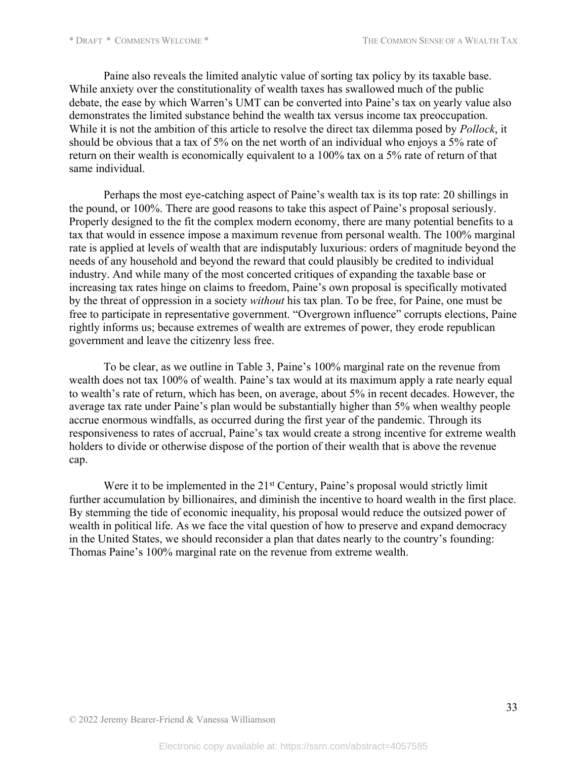Paine also reveals the limited analytic value of sorting tax policy by its taxable base. While anxiety over the constitutionality of wealth taxes has swallowed much of the public debate, the ease by which Warren's UMT can be converted into Paine's tax on yearly value also demonstrates the limited substance behind the wealth tax versus income tax preoccupation. While it is not the ambition of this article to resolve the direct tax dilemma posed by *Pollock*, it should be obvious that a tax of 5% on the net worth of an individual who enjoys a 5% rate of return on their wealth is economically equivalent to a 100% tax on a 5% rate of return of that same individual.

Perhaps the most eye-catching aspect of Paine's wealth tax is its top rate: 20 shillings in the pound, or 100%. There are good reasons to take this aspect of Paine's proposal seriously. Properly designed to the fit the complex modern economy, there are many potential benefits to a tax that would in essence impose a maximum revenue from personal wealth. The 100% marginal rate is applied at levels of wealth that are indisputably luxurious: orders of magnitude beyond the needs of any household and beyond the reward that could plausibly be credited to individual industry. And while many of the most concerted critiques of expanding the taxable base or increasing tax rates hinge on claims to freedom, Paine's own proposal is specifically motivated by the threat of oppression in a society *without* his tax plan. To be free, for Paine, one must be free to participate in representative government. "Overgrown influence" corrupts elections, Paine rightly informs us; because extremes of wealth are extremes of power, they erode republican government and leave the citizenry less free.

To be clear, as we outline in Table 3, Paine's 100% marginal rate on the revenue from wealth does not tax 100% of wealth. Paine's tax would at its maximum apply a rate nearly equal to wealth's rate of return, which has been, on average, about 5% in recent decades. However, the average tax rate under Paine's plan would be substantially higher than 5% when wealthy people accrue enormous windfalls, as occurred during the first year of the pandemic. Through its responsiveness to rates of accrual, Paine's tax would create a strong incentive for extreme wealth holders to divide or otherwise dispose of the portion of their wealth that is above the revenue cap.

Were it to be implemented in the 21st Century, Paine's proposal would strictly limit further accumulation by billionaires, and diminish the incentive to hoard wealth in the first place. By stemming the tide of economic inequality, his proposal would reduce the outsized power of wealth in political life. As we face the vital question of how to preserve and expand democracy in the United States, we should reconsider a plan that dates nearly to the country's founding: Thomas Paine's 100% marginal rate on the revenue from extreme wealth.